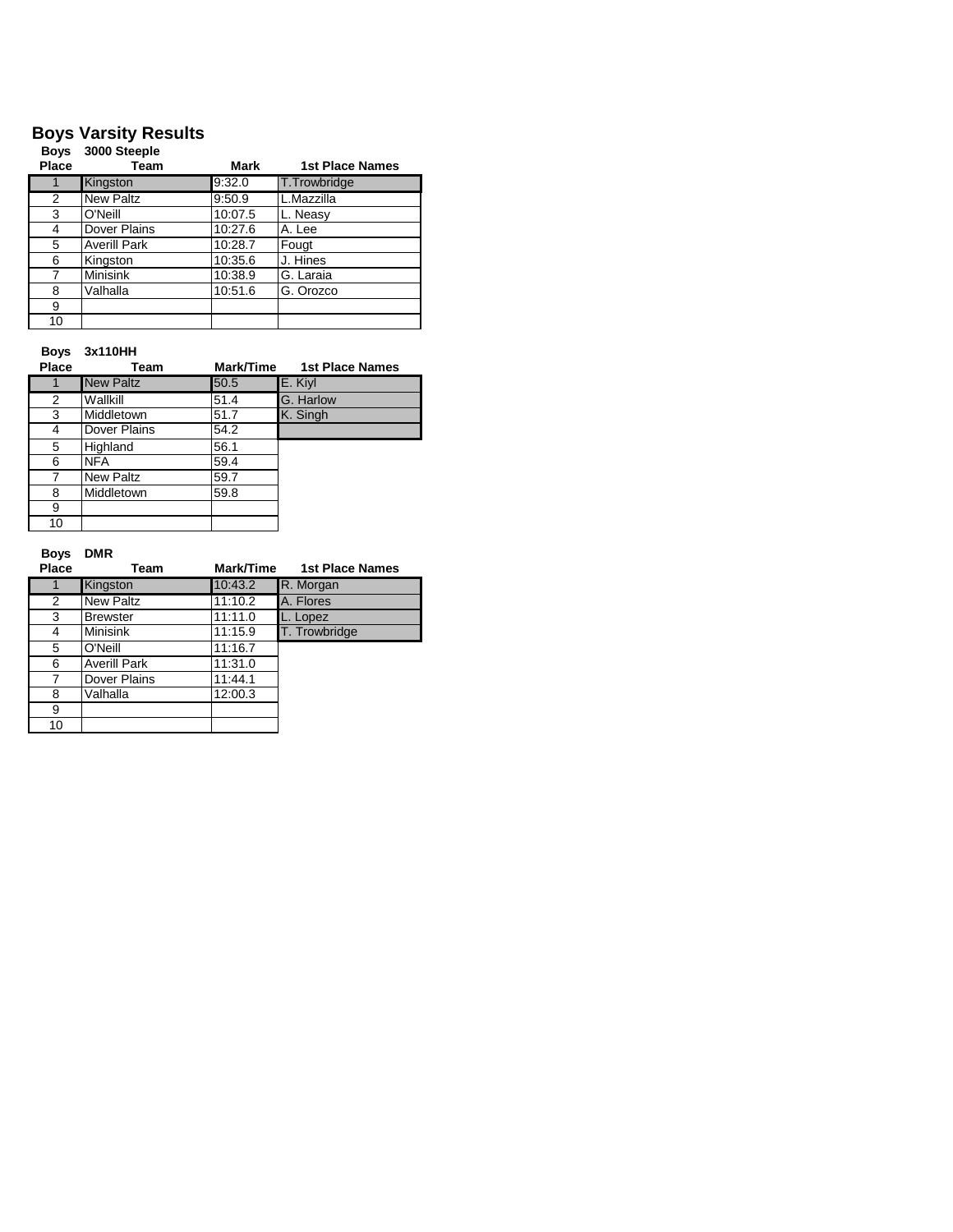# Boys Varsity Results

**Boys 3000 Steeple**

| Place | Team | Mark | 1st Place Names |
|---|---|---|---|
| 1 | Kingston | 9:32.0 | T.Trowbridge |
| 2 | New Paltz | 9:50.9 | L.Mazzilla |
| 3 | O'Neill | 10:07.5 | L. Neasy |
| 4 | Dover Plains | 10:27.6 | A. Lee |
| 5 | Averill Park | 10:28.7 | Fougt |
| 6 | Kingston | 10:35.6 | J. Hines |
| 7 | Minisink | 10:38.9 | G. Laraia |
| 8 | Valhalla | 10:51.6 | G. Orozco |
| 9 | | | |
| 10 | | | |

**Boys 3x110HH**

| Place | Team | Mark/Time | 1st Place Names |
|---|---|---|---|
| 1 | New Paltz | 50.5 | E. Kiyl |
| 2 | Wallkill | 51.4 | G. Harlow |
| 3 | Middletown | 51.7 | K. Singh |
| 4 | Dover Plains | 54.2 | |
| 5 | Highland | 56.1 | |
| 6 | NFA | 59.4 | |
| 7 | New Paltz | 59.7 | |
| 8 | Middletown | 59.8 | |
| 9 | | | |
| 10 | | | |

**Boys DMR**

| Place | Team | Mark/Time | 1st Place Names |
|---|---|---|---|
| 1 | Kingston | 10:43.2 | R. Morgan |
| 2 | New Paltz | 11:10.2 | A. Flores |
| 3 | Brewster | 11:11.0 | L. Lopez |
| 4 | Minisink | 11:15.9 | T. Trowbridge |
| 5 | O'Neill | 11:16.7 | |
| 6 | Averill Park | 11:31.0 | |
| 7 | Dover Plains | 11:44.1 | |
| 8 | Valhalla | 12:00.3 | |
| 9 | | | |
| 10 | | | |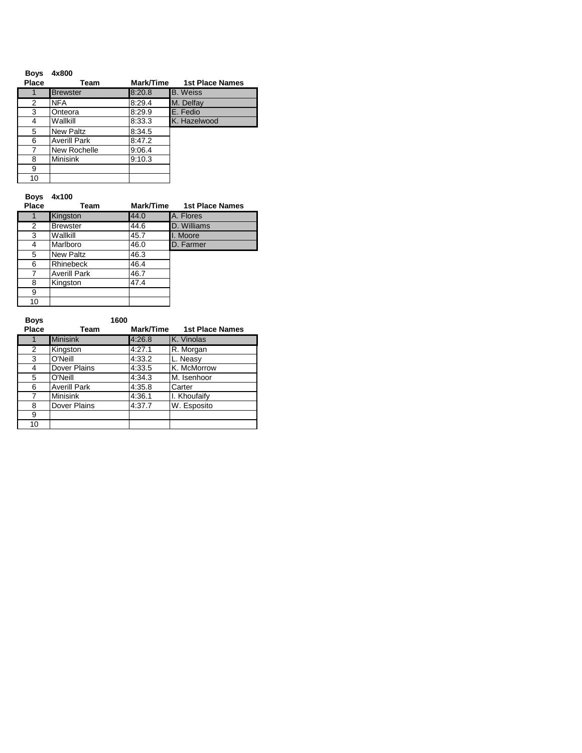**Boys 4x800**

| Place | Team | Mark/Time | 1st Place Names |
|---|---|---|---|
| 1 | Brewster | 8:20.8 | B. Weiss |
| 2 | NFA | 8:29.4 | M. Delfay |
| 3 | Onteora | 8:29.9 | E. Fedio |
| 4 | Wallkill | 8:33.3 | K. Hazelwood |
| 5 | New Paltz | 8:34.5 | |
| 6 | Averill Park | 8:47.2 | |
| 7 | New Rochelle | 9:06.4 | |
| 8 | Minisink | 9:10.3 | |
| 9 | | | |
| 10 | | | |

**Boys 4x100**

| Place | Team | Mark/Time | 1st Place Names |
|---|---|---|---|
| 1 | Kingston | 44.0 | A. Flores |
| 2 | Brewster | 44.6 | D. Williams |
| 3 | Wallkill | 45.7 | I. Moore |
| 4 | Marlboro | 46.0 | D. Farmer |
| 5 | New Paltz | 46.3 | |
| 6 | Rhinebeck | 46.4 | |
| 7 | Averill Park | 46.7 | |
| 8 | Kingston | 47.4 | |
| 9 | | | |
| 10 | | | |

**Boys 1600**

| Place | Team | Mark/Time | 1st Place Names |
|---|---|---|---|
| 1 | Minisink | 4:26.8 | K. Vinolas |
| 2 | Kingston | 4:27.1 | R. Morgan |
| 3 | O'Neill | 4:33.2 | L. Neasy |
| 4 | Dover Plains | 4:33.5 | K. McMorrow |
| 5 | O'Neill | 4:34.3 | M. Isenhoor |
| 6 | Averill Park | 4:35.8 | Carter |
| 7 | Minisink | 4:36.1 | I. Khoufaify |
| 8 | Dover Plains | 4:37.7 | W. Esposito |
| 9 | | | |
| 10 | | | |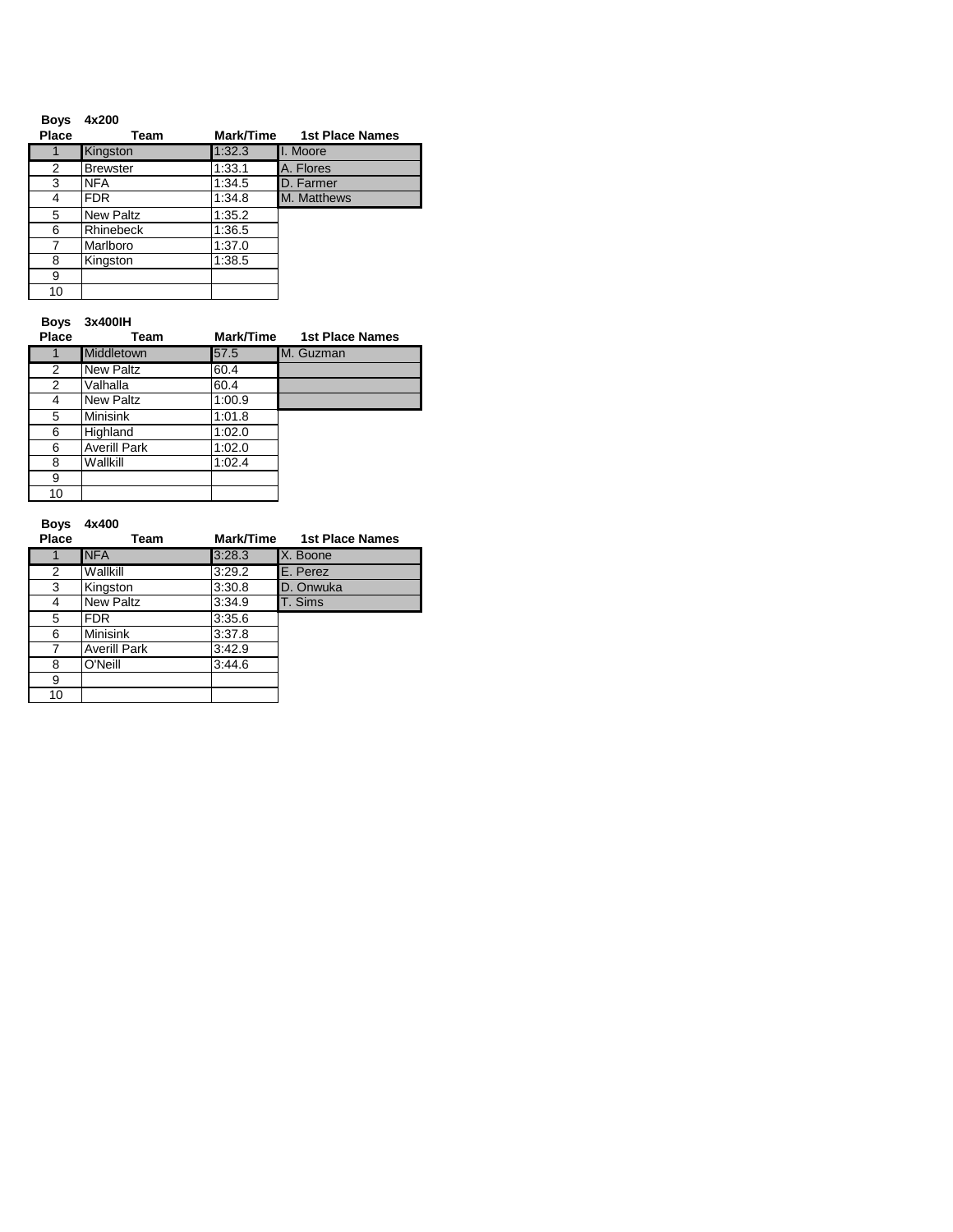**Boys 4x200**

| Place | Team | Mark/Time | 1st Place Names |
|---|---|---|---|
| 1 | Kingston | 1:32.3 | I. Moore |
| 2 | Brewster | 1:33.1 | A. Flores |
| 3 | NFA | 1:34.5 | D. Farmer |
| 4 | FDR | 1:34.8 | M. Matthews |
| 5 | New Paltz | 1:35.2 | |
| 6 | Rhinebeck | 1:36.5 | |
| 7 | Marlboro | 1:37.0 | |
| 8 | Kingston | 1:38.5 | |
| 9 | | | |
| 10 | | | |

**Boys 3x400IH**

| Place | Team | Mark/Time | 1st Place Names |
|---|---|---|---|
| 1 | Middletown | 57.5 | M. Guzman |
| 2 | New Paltz | 60.4 | |
| 2 | Valhalla | 60.4 | |
| 4 | New Paltz | 1:00.9 | |
| 5 | Minisink | 1:01.8 | |
| 6 | Highland | 1:02.0 | |
| 6 | Averill Park | 1:02.0 | |
| 8 | Wallkill | 1:02.4 | |
| 9 | | | |
| 10 | | | |

**Boys 4x400**

| Place | Team | Mark/Time | 1st Place Names |
|---|---|---|---|
| 1 | NFA | 3:28.3 | X. Boone |
| 2 | Wallkill | 3:29.2 | E. Perez |
| 3 | Kingston | 3:30.8 | D. Onwuka |
| 4 | New Paltz | 3:34.9 | T. Sims |
| 5 | FDR | 3:35.6 | |
| 6 | Minisink | 3:37.8 | |
| 7 | Averill Park | 3:42.9 | |
| 8 | O'Neill | 3:44.6 | |
| 9 | | | |
| 10 | | | |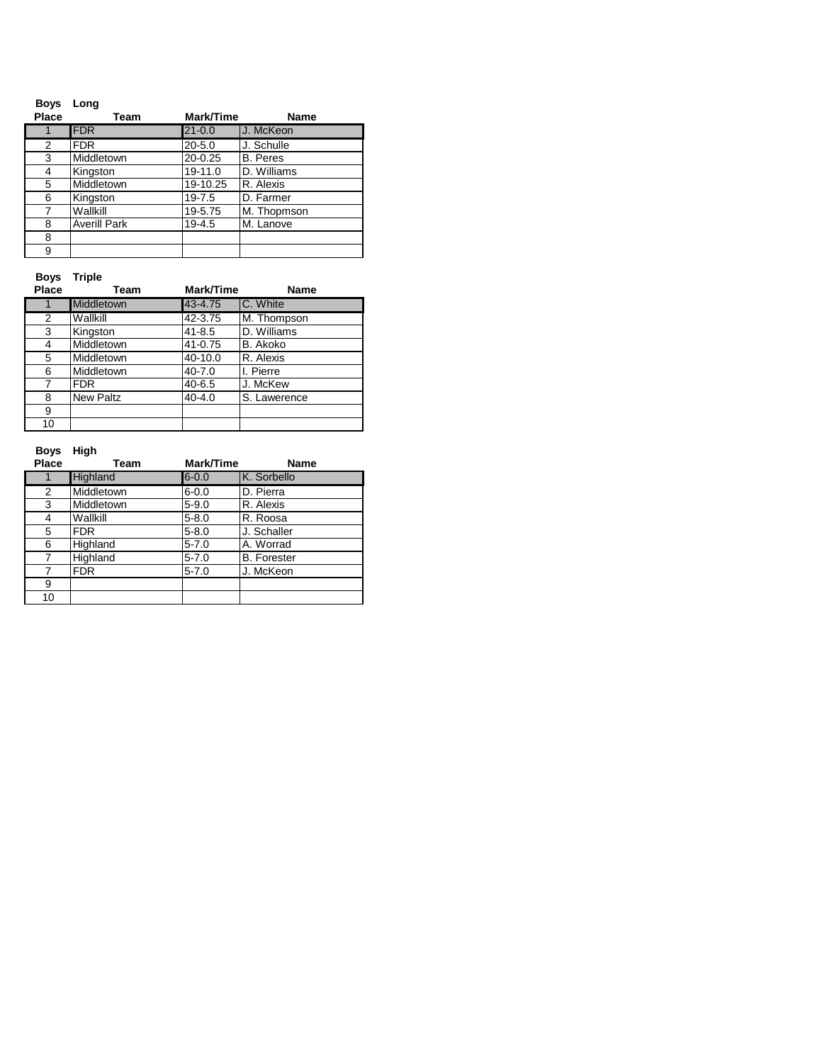**Boys Long**

| Place | Team | Mark/Time | Name |
|---|---|---|---|
| 1 | FDR | 21-0.0 | J. McKeon |
| 2 | FDR | 20-5.0 | J. Schulle |
| 3 | Middletown | 20-0.25 | B. Peres |
| 4 | Kingston | 19-11.0 | D. Williams |
| 5 | Middletown | 19-10.25 | R. Alexis |
| 6 | Kingston | 19-7.5 | D. Farmer |
| 7 | Wallkill | 19-5.75 | M. Thopmson |
| 8 | Averill Park | 19-4.5 | M. Lanove |
| 8 | | | |
| 9 | | | |

**Boys Triple**

| Place | Team | Mark/Time | Name |
|---|---|---|---|
| 1 | Middletown | 43-4.75 | C. White |
| 2 | Wallkill | 42-3.75 | M. Thompson |
| 3 | Kingston | 41-8.5 | D. Williams |
| 4 | Middletown | 41-0.75 | B. Akoko |
| 5 | Middletown | 40-10.0 | R. Alexis |
| 6 | Middletown | 40-7.0 | I. Pierre |
| 7 | FDR | 40-6.5 | J. McKew |
| 8 | New Paltz | 40-4.0 | S. Lawerence |
| 9 | | | |
| 10 | | | |

**Boys High**

| Place | Team | Mark/Time | Name |
|---|---|---|---|
| 1 | Highland | 6-0.0 | K. Sorbello |
| 2 | Middletown | 6-0.0 | D. Pierra |
| 3 | Middletown | 5-9.0 | R. Alexis |
| 4 | Wallkill | 5-8.0 | R. Roosa |
| 5 | FDR | 5-8.0 | J. Schaller |
| 6 | Highland | 5-7.0 | A. Worrad |
| 7 | Highland | 5-7.0 | B. Forester |
| 7 | FDR | 5-7.0 | J. McKeon |
| 9 | | | |
| 10 | | | |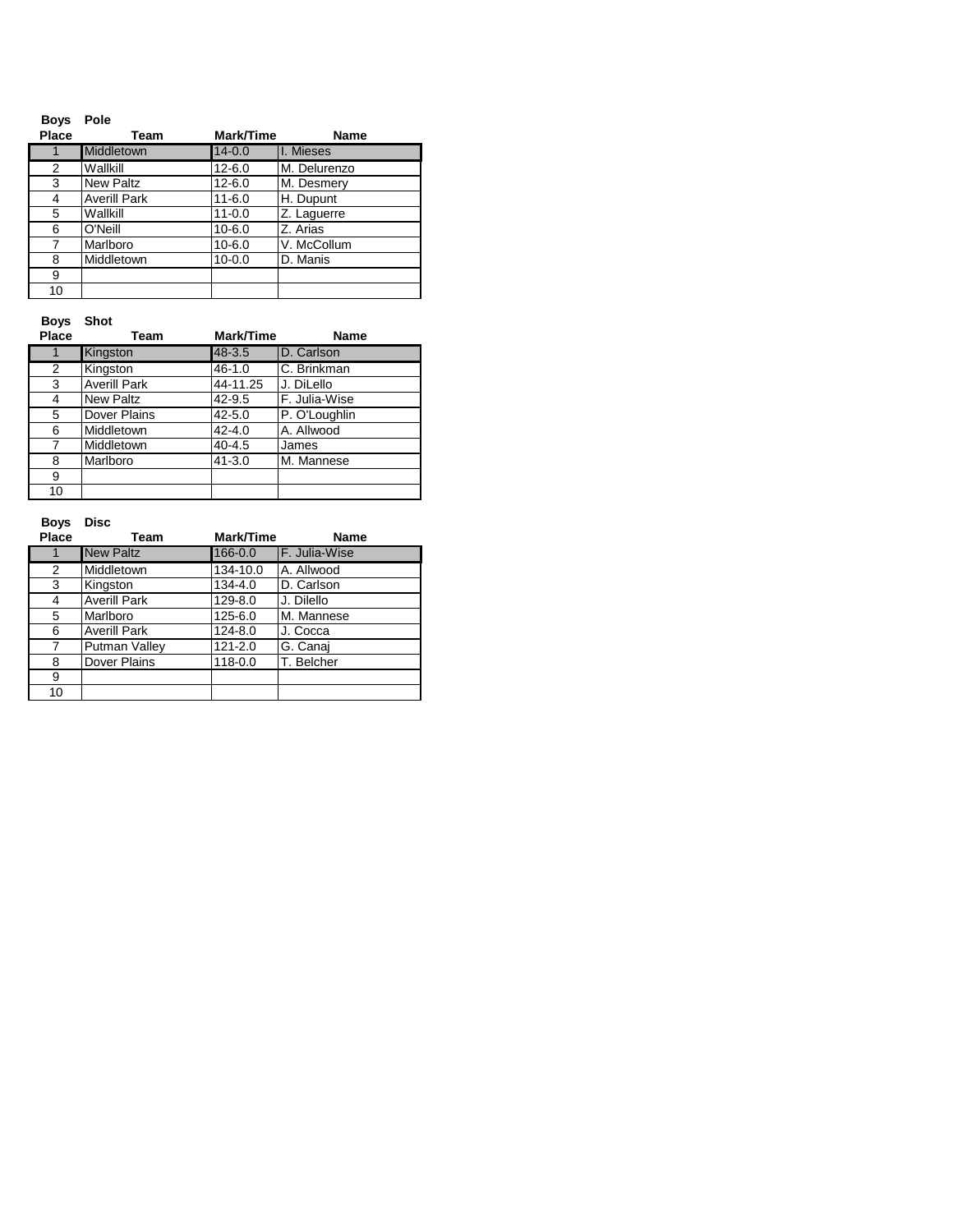**Boys Pole**

| Place | Team | Mark/Time | Name |
| --- | --- | --- | --- |
| 1 | Middletown | 14-0.0 | I. Mieses |
| 2 | Wallkill | 12-6.0 | M. Delurenzo |
| 3 | New Paltz | 12-6.0 | M. Desmery |
| 4 | Averill Park | 11-6.0 | H. Dupunt |
| 5 | Wallkill | 11-0.0 | Z. Laguerre |
| 6 | O'Neill | 10-6.0 | Z. Arias |
| 7 | Marlboro | 10-6.0 | V. McCollum |
| 8 | Middletown | 10-0.0 | D. Manis |
| 9 | | | |
| 10 | | | |

**Boys Shot**

| Place | Team | Mark/Time | Name |
| --- | --- | --- | --- |
| 1 | Kingston | 48-3.5 | D. Carlson |
| 2 | Kingston | 46-1.0 | C. Brinkman |
| 3 | Averill Park | 44-11.25 | J. DiLello |
| 4 | New Paltz | 42-9.5 | F. Julia-Wise |
| 5 | Dover Plains | 42-5.0 | P. O'Loughlin |
| 6 | Middletown | 42-4.0 | A. Allwood |
| 7 | Middletown | 40-4.5 | James |
| 8 | Marlboro | 41-3.0 | M. Mannese |
| 9 | | | |
| 10 | | | |

**Boys Disc**

| Place | Team | Mark/Time | Name |
| --- | --- | --- | --- |
| 1 | New Paltz | 166-0.0 | F. Julia-Wise |
| 2 | Middletown | 134-10.0 | A. Allwood |
| 3 | Kingston | 134-4.0 | D. Carlson |
| 4 | Averill Park | 129-8.0 | J. Dilello |
| 5 | Marlboro | 125-6.0 | M. Mannese |
| 6 | Averill Park | 124-8.0 | J. Cocca |
| 7 | Putman Valley | 121-2.0 | G. Canaj |
| 8 | Dover Plains | 118-0.0 | T. Belcher |
| 9 | | | |
| 10 | | | |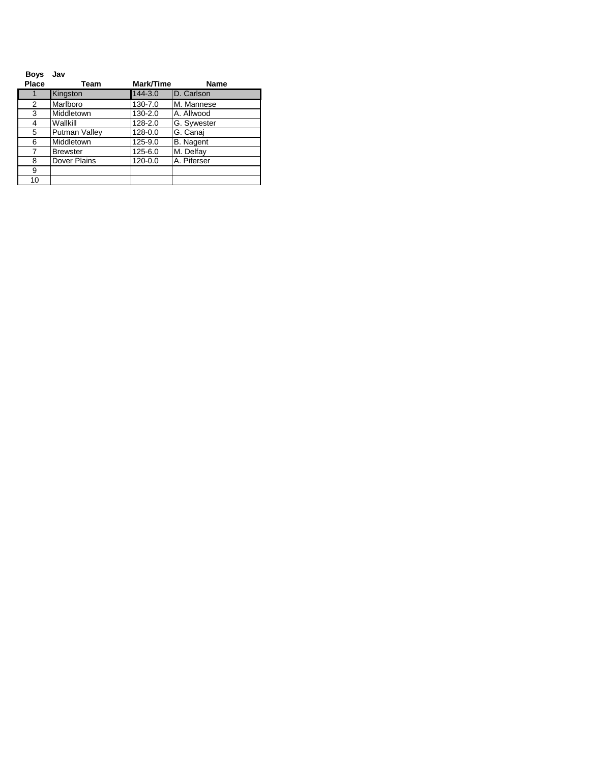**Boys Jav**

| Place | Team | Mark/Time | Name |
|---|---|---|---|
| 1 | Kingston | 144-3.0 | D. Carlson |
| 2 | Marlboro | 130-7.0 | M. Mannese |
| 3 | Middletown | 130-2.0 | A. Allwood |
| 4 | Wallkill | 128-2.0 | G. Sywester |
| 5 | Putman Valley | 128-0.0 | G. Canaj |
| 6 | Middletown | 125-9.0 | B. Nagent |
| 7 | Brewster | 125-6.0 | M. Delfay |
| 8 | Dover Plains | 120-0.0 | A. Piferser |
| 9 | | | |
| 10 | | | |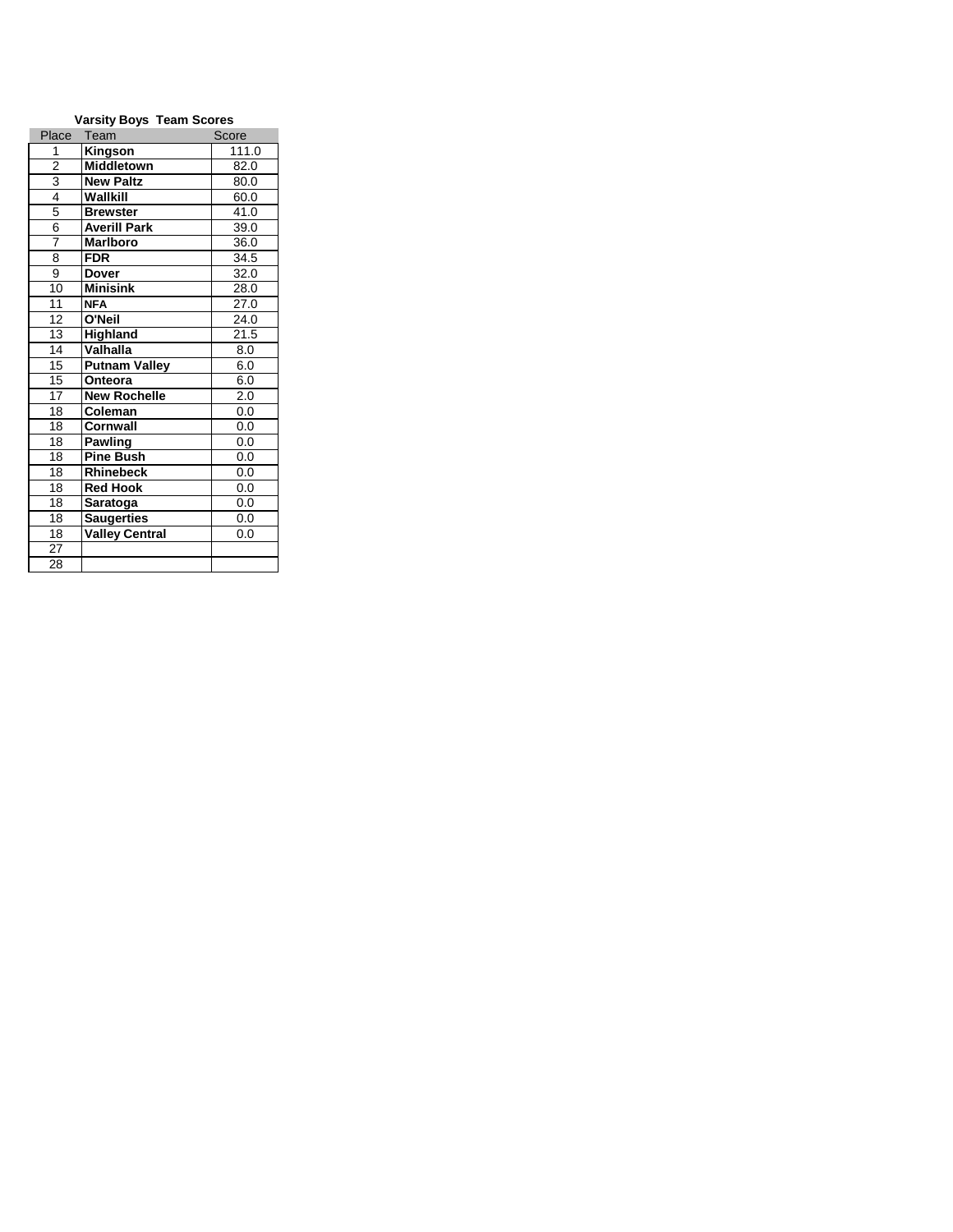**Varsity Boys Team Scores**

| Place | Team | Score |
|---|---|---|
| 1 | **Kingson** | 111.0 |
| 2 | **Middletown** | 82.0 |
| 3 | **New Paltz** | 80.0 |
| 4 | **Wallkill** | 60.0 |
| 5 | **Brewster** | 41.0 |
| 6 | **Averill Park** | 39.0 |
| 7 | **Marlboro** | 36.0 |
| 8 | **FDR** | 34.5 |
| 9 | **Dover** | 32.0 |
| 10 | **Minisink** | 28.0 |
| 11 | **NFA** | 27.0 |
| 12 | **O'Neil** | 24.0 |
| 13 | **Highland** | 21.5 |
| 14 | **Valhalla** | 8.0 |
| 15 | **Putnam Valley** | 6.0 |
| 15 | **Onteora** | 6.0 |
| 17 | **New Rochelle** | 2.0 |
| 18 | **Coleman** | 0.0 |
| 18 | **Cornwall** | 0.0 |
| 18 | **Pawling** | 0.0 |
| 18 | **Pine Bush** | 0.0 |
| 18 | **Rhinebeck** | 0.0 |
| 18 | **Red Hook** | 0.0 |
| 18 | **Saratoga** | 0.0 |
| 18 | **Saugerties** | 0.0 |
| 18 | **Valley Central** | 0.0 |
| 27 | | |
| 28 | | |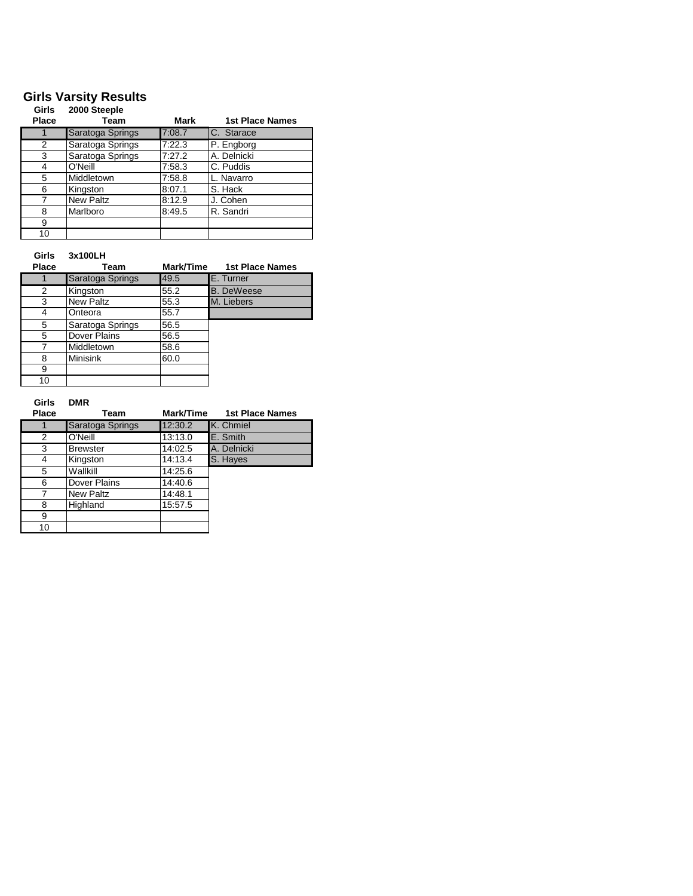# Girls Varsity Results

**Girls 2000 Steeple**

| Place | Team | Mark | 1st Place Names |
|---|---|---|---|
| 1 | Saratoga Springs | 7:08.7 | C. Starace |
| 2 | Saratoga Springs | 7:22.3 | P. Engborg |
| 3 | Saratoga Springs | 7:27.2 | A. Delnicki |
| 4 | O'Neill | 7:58.3 | C. Puddis |
| 5 | Middletown | 7:58.8 | L. Navarro |
| 6 | Kingston | 8:07.1 | S. Hack |
| 7 | New Paltz | 8:12.9 | J. Cohen |
| 8 | Marlboro | 8:49.5 | R. Sandri |
| 9 | | | |
| 10 | | | |

**Girls 3x100LH**

| Place | Team | Mark/Time | 1st Place Names |
|---|---|---|---|
| 1 | Saratoga Springs | 49.5 | E. Turner |
| 2 | Kingston | 55.2 | B. DeWeese |
| 3 | New Paltz | 55.3 | M. Liebers |
| 4 | Onteora | 55.7 | |
| 5 | Saratoga Springs | 56.5 | |
| 5 | Dover Plains | 56.5 | |
| 7 | Middletown | 58.6 | |
| 8 | Minisink | 60.0 | |
| 9 | | | |
| 10 | | | |

**Girls DMR**

| Place | Team | Mark/Time | 1st Place Names |
|---|---|---|---|
| 1 | Saratoga Springs | 12:30.2 | K. Chmiel |
| 2 | O'Neill | 13:13.0 | E. Smith |
| 3 | Brewster | 14:02.5 | A. Delnicki |
| 4 | Kingston | 14:13.4 | S. Hayes |
| 5 | Wallkill | 14:25.6 | |
| 6 | Dover Plains | 14:40.6 | |
| 7 | New Paltz | 14:48.1 | |
| 8 | Highland | 15:57.5 | |
| 9 | | | |
| 10 | | | |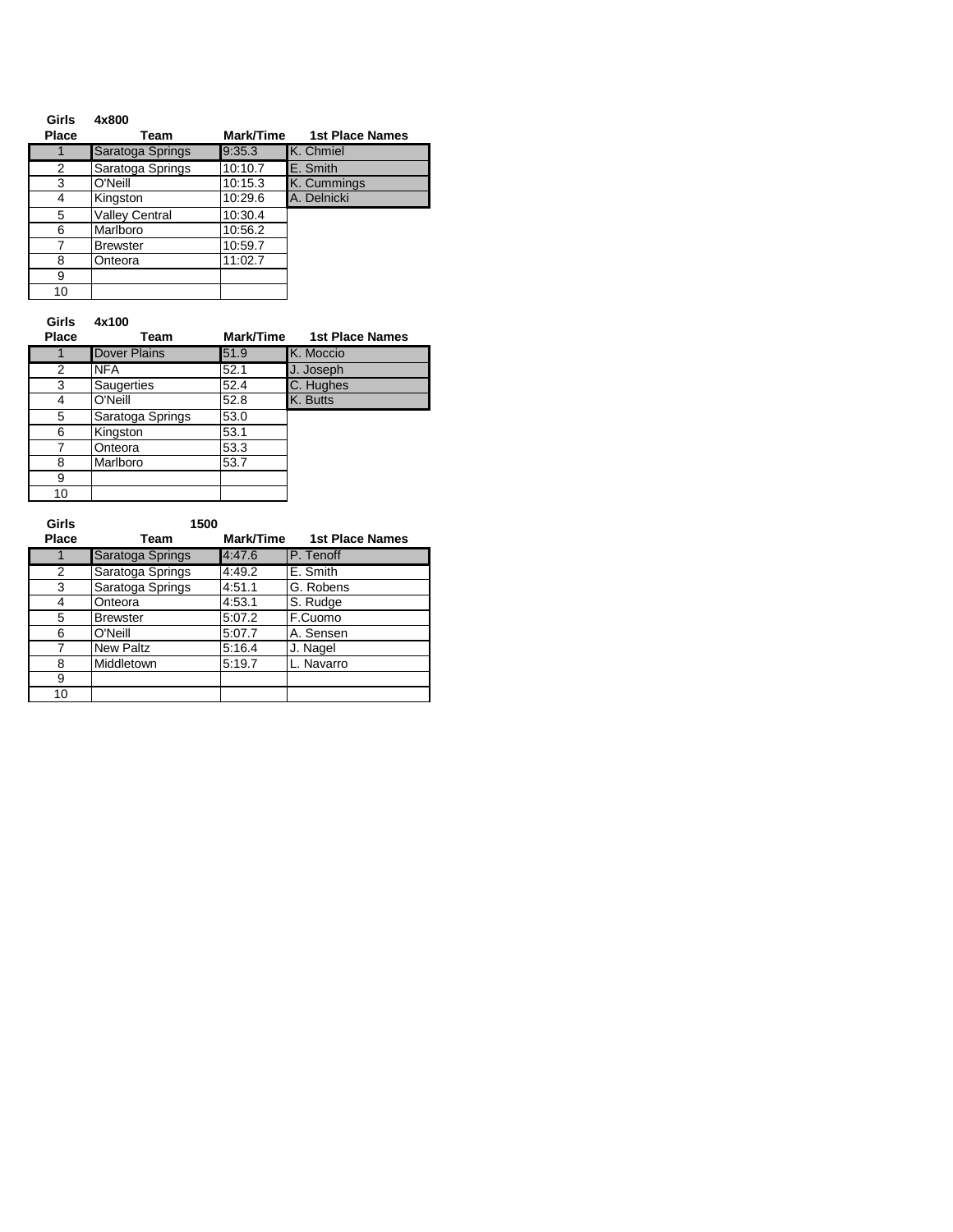**Girls 4x800**

| Place | Team | Mark/Time | 1st Place Names |
|---|---|---|---|
| 1 | Saratoga Springs | 9:35.3 | K. Chmiel |
| 2 | Saratoga Springs | 10:10.7 | E. Smith |
| 3 | O'Neill | 10:15.3 | K. Cummings |
| 4 | Kingston | 10:29.6 | A. Delnicki |
| 5 | Valley Central | 10:30.4 | |
| 6 | Marlboro | 10:56.2 | |
| 7 | Brewster | 10:59.7 | |
| 8 | Onteora | 11:02.7 | |
| 9 | | | |
| 10 | | | |

**Girls 4x100**

| Place | Team | Mark/Time | 1st Place Names |
|---|---|---|---|
| 1 | Dover Plains | 51.9 | K. Moccio |
| 2 | NFA | 52.1 | J. Joseph |
| 3 | Saugerties | 52.4 | C. Hughes |
| 4 | O'Neill | 52.8 | K. Butts |
| 5 | Saratoga Springs | 53.0 | |
| 6 | Kingston | 53.1 | |
| 7 | Onteora | 53.3 | |
| 8 | Marlboro | 53.7 | |
| 9 | | | |
| 10 | | | |

**Girls 1500**

| Place | Team | Mark/Time | 1st Place Names |
|---|---|---|---|
| 1 | Saratoga Springs | 4:47.6 | P. Tenoff |
| 2 | Saratoga Springs | 4:49.2 | E. Smith |
| 3 | Saratoga Springs | 4:51.1 | G. Robens |
| 4 | Onteora | 4:53.1 | S. Rudge |
| 5 | Brewster | 5:07.2 | F.Cuomo |
| 6 | O'Neill | 5:07.7 | A. Sensen |
| 7 | New Paltz | 5:16.4 | J. Nagel |
| 8 | Middletown | 5:19.7 | L. Navarro |
| 9 | | | |
| 10 | | | |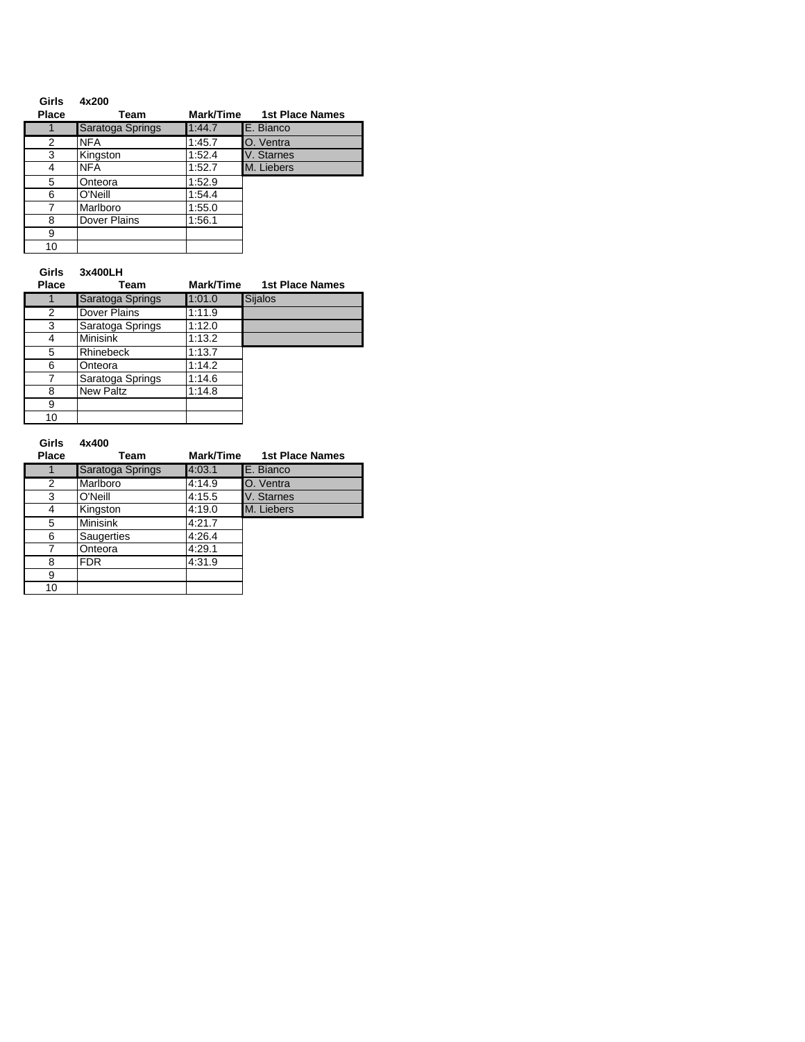**Girls 4x200**

| Place | Team | Mark/Time | 1st Place Names |
|---|---|---|---|
| 1 | Saratoga Springs | 1:44.7 | E. Bianco |
| 2 | NFA | 1:45.7 | O. Ventra |
| 3 | Kingston | 1:52.4 | V. Starnes |
| 4 | NFA | 1:52.7 | M. Liebers |
| 5 | Onteora | 1:52.9 | |
| 6 | O'Neill | 1:54.4 | |
| 7 | Marlboro | 1:55.0 | |
| 8 | Dover Plains | 1:56.1 | |
| 9 | | | |
| 10 | | | |

**Girls 3x400LH**

| Place | Team | Mark/Time | 1st Place Names |
|---|---|---|---|
| 1 | Saratoga Springs | 1:01.0 | Sijalos |
| 2 | Dover Plains | 1:11.9 | |
| 3 | Saratoga Springs | 1:12.0 | |
| 4 | Minisink | 1:13.2 | |
| 5 | Rhinebeck | 1:13.7 | |
| 6 | Onteora | 1:14.2 | |
| 7 | Saratoga Springs | 1:14.6 | |
| 8 | New Paltz | 1:14.8 | |
| 9 | | | |
| 10 | | | |

**Girls 4x400**

| Place | Team | Mark/Time | 1st Place Names |
|---|---|---|---|
| 1 | Saratoga Springs | 4:03.1 | E. Bianco |
| 2 | Marlboro | 4:14.9 | O. Ventra |
| 3 | O'Neill | 4:15.5 | V. Starnes |
| 4 | Kingston | 4:19.0 | M. Liebers |
| 5 | Minisink | 4:21.7 | |
| 6 | Saugerties | 4:26.4 | |
| 7 | Onteora | 4:29.1 | |
| 8 | FDR | 4:31.9 | |
| 9 | | | |
| 10 | | | |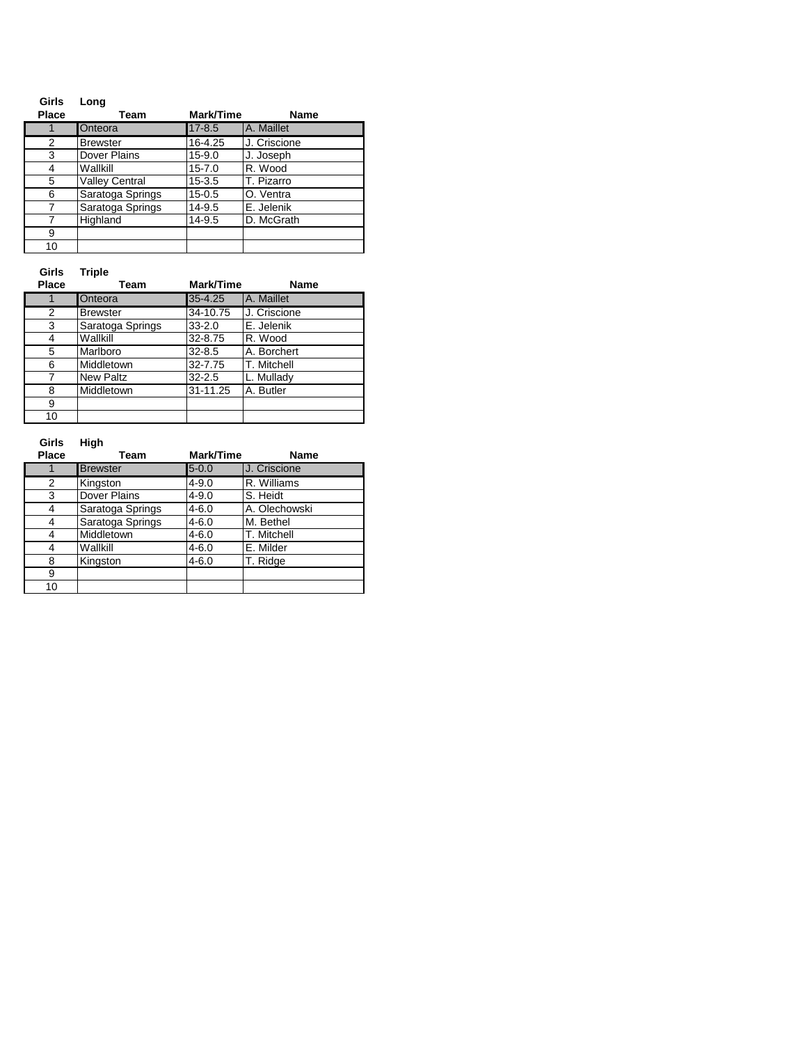**Girls Long**

| Place | Team | Mark/Time | Name |
|---|---|---|---|
| 1 | Onteora | 17-8.5 | A. Maillet |
| 2 | Brewster | 16-4.25 | J. Criscione |
| 3 | Dover Plains | 15-9.0 | J. Joseph |
| 4 | Wallkill | 15-7.0 | R. Wood |
| 5 | Valley Central | 15-3.5 | T. Pizarro |
| 6 | Saratoga Springs | 15-0.5 | O. Ventra |
| 7 | Saratoga Springs | 14-9.5 | E. Jelenik |
| 7 | Highland | 14-9.5 | D. McGrath |
| 9 | | | |
| 10 | | | |

**Girls Triple**

| Place | Team | Mark/Time | Name |
|---|---|---|---|
| 1 | Onteora | 35-4.25 | A. Maillet |
| 2 | Brewster | 34-10.75 | J. Criscione |
| 3 | Saratoga Springs | 33-2.0 | E. Jelenik |
| 4 | Wallkill | 32-8.75 | R. Wood |
| 5 | Marlboro | 32-8.5 | A. Borchert |
| 6 | Middletown | 32-7.75 | T. Mitchell |
| 7 | New Paltz | 32-2.5 | L. Mullady |
| 8 | Middletown | 31-11.25 | A. Butler |
| 9 | | | |
| 10 | | | |

**Girls High**

| Place | Team | Mark/Time | Name |
|---|---|---|---|
| 1 | Brewster | 5-0.0 | J. Criscione |
| 2 | Kingston | 4-9.0 | R. Williams |
| 3 | Dover Plains | 4-9.0 | S. Heidt |
| 4 | Saratoga Springs | 4-6.0 | A. Olechowski |
| 4 | Saratoga Springs | 4-6.0 | M. Bethel |
| 4 | Middletown | 4-6.0 | T. Mitchell |
| 4 | Wallkill | 4-6.0 | E. Milder |
| 8 | Kingston | 4-6.0 | T. Ridge |
| 9 | | | |
| 10 | | | |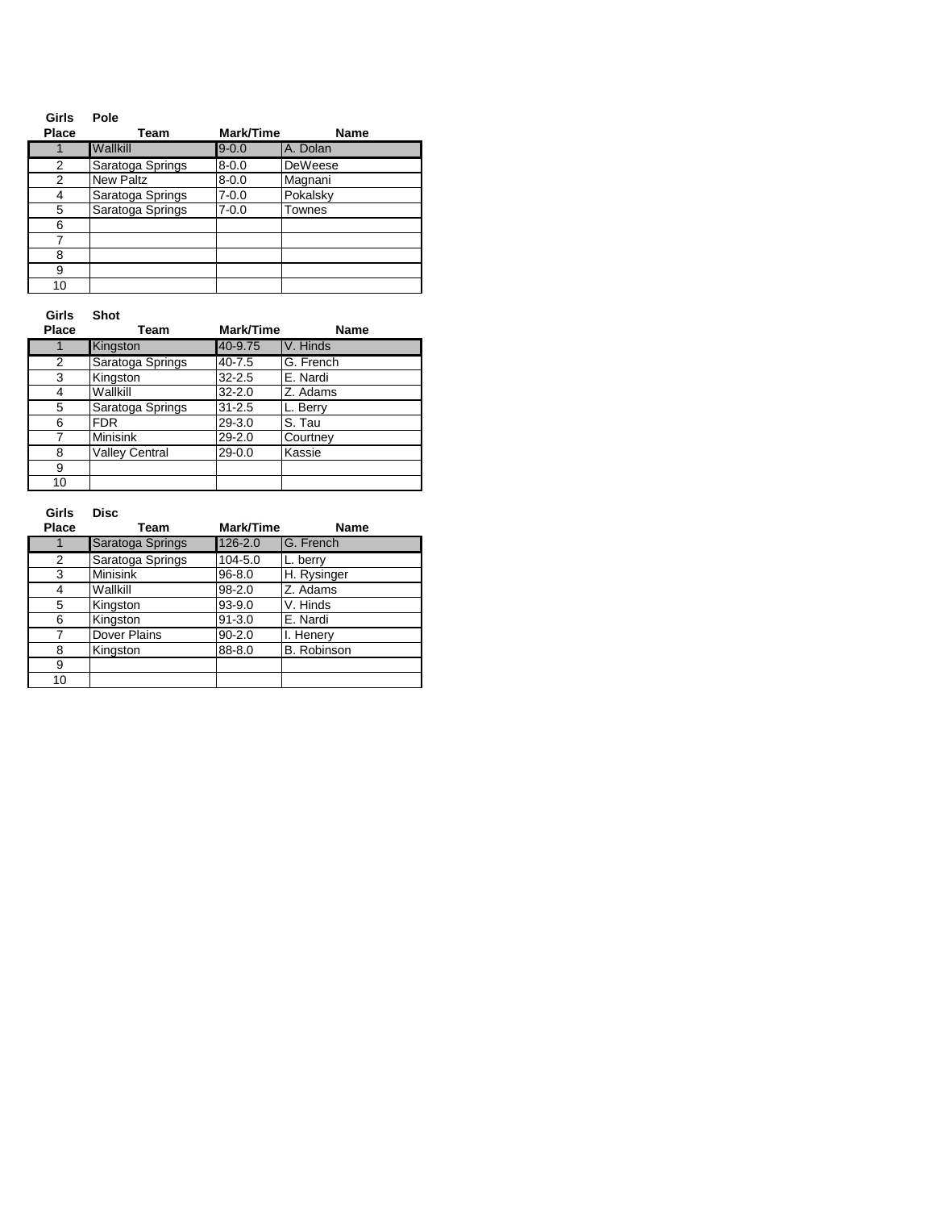**Girls Pole**

| Place | Team | Mark/Time | Name |
|---|---|---|---|
| 1 | Wallkill | 9-0.0 | A. Dolan |
| 2 | Saratoga Springs | 8-0.0 | DeWeese |
| 2 | New Paltz | 8-0.0 | Magnani |
| 4 | Saratoga Springs | 7-0.0 | Pokalsky |
| 5 | Saratoga Springs | 7-0.0 | Townes |
| 6 | | | |
| 7 | | | |
| 8 | | | |
| 9 | | | |
| 10 | | | |

**Girls Shot**

| Place | Team | Mark/Time | Name |
|---|---|---|---|
| 1 | Kingston | 40-9.75 | V. Hinds |
| 2 | Saratoga Springs | 40-7.5 | G. French |
| 3 | Kingston | 32-2.5 | E. Nardi |
| 4 | Wallkill | 32-2.0 | Z. Adams |
| 5 | Saratoga Springs | 31-2.5 | L. Berry |
| 6 | FDR | 29-3.0 | S. Tau |
| 7 | Minisink | 29-2.0 | Courtney |
| 8 | Valley Central | 29-0.0 | Kassie |
| 9 | | | |
| 10 | | | |

**Girls Disc**

| Place | Team | Mark/Time | Name |
|---|---|---|---|
| 1 | Saratoga Springs | 126-2.0 | G. French |
| 2 | Saratoga Springs | 104-5.0 | L. berry |
| 3 | Minisink | 96-8.0 | H. Rysinger |
| 4 | Wallkill | 98-2.0 | Z. Adams |
| 5 | Kingston | 93-9.0 | V. Hinds |
| 6 | Kingston | 91-3.0 | E. Nardi |
| 7 | Dover Plains | 90-2.0 | I. Henery |
| 8 | Kingston | 88-8.0 | B. Robinson |
| 9 | | | |
| 10 | | | |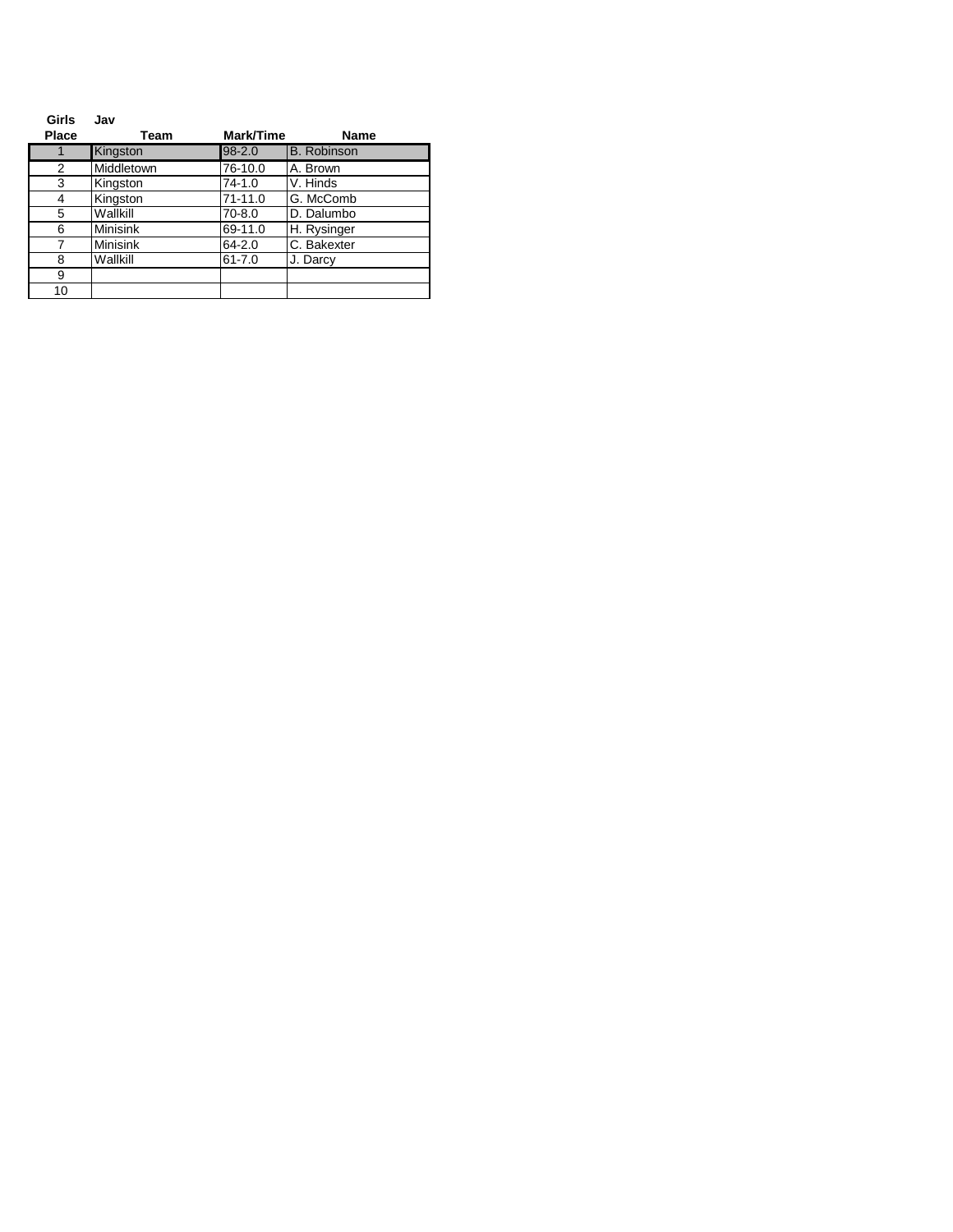**Girls Jav**

| Place | Team | Mark/Time | Name |
|---|---|---|---|
| 1 | Kingston | 98-2.0 | B. Robinson |
| 2 | Middletown | 76-10.0 | A. Brown |
| 3 | Kingston | 74-1.0 | V. Hinds |
| 4 | Kingston | 71-11.0 | G. McComb |
| 5 | Wallkill | 70-8.0 | D. Dalumbo |
| 6 | Minisink | 69-11.0 | H. Rysinger |
| 7 | Minisink | 64-2.0 | C. Bakexter |
| 8 | Wallkill | 61-7.0 | J. Darcy |
| 9 | | | |
| 10 | | | |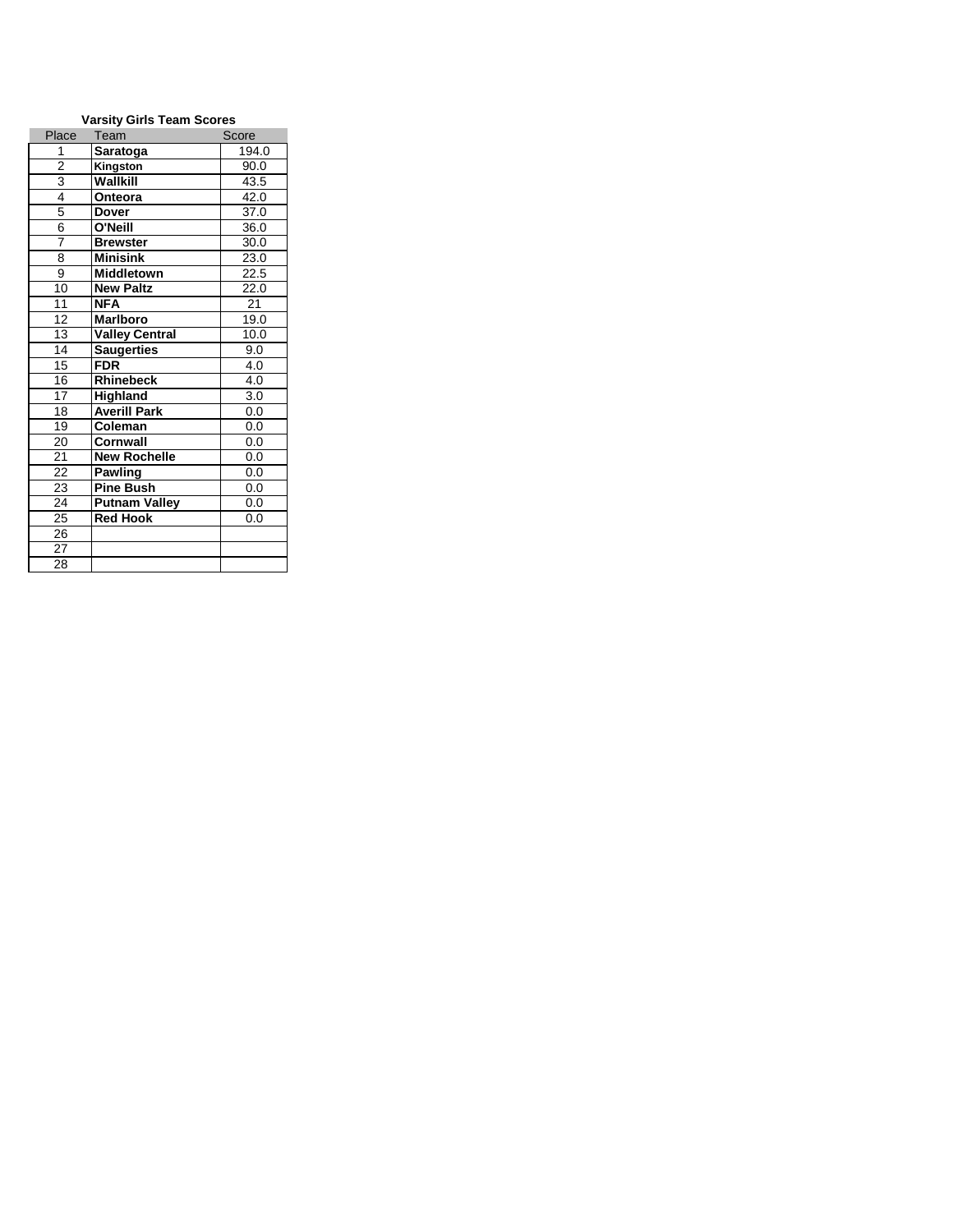**Varsity Girls Team Scores**

| Place | Team | Score |
|---|---|---|
| 1 | **Saratoga** | 194.0 |
| 2 | **Kingston** | 90.0 |
| 3 | **Wallkill** | 43.5 |
| 4 | **Onteora** | 42.0 |
| 5 | **Dover** | 37.0 |
| 6 | **O'Neill** | 36.0 |
| 7 | **Brewster** | 30.0 |
| 8 | **Minisink** | 23.0 |
| 9 | **Middletown** | 22.5 |
| 10 | **New Paltz** | 22.0 |
| 11 | **NFA** | 21 |
| 12 | **Marlboro** | 19.0 |
| 13 | **Valley Central** | 10.0 |
| 14 | **Saugerties** | 9.0 |
| 15 | **FDR** | 4.0 |
| 16 | **Rhinebeck** | 4.0 |
| 17 | **Highland** | 3.0 |
| 18 | **Averill Park** | 0.0 |
| 19 | **Coleman** | 0.0 |
| 20 | **Cornwall** | 0.0 |
| 21 | **New Rochelle** | 0.0 |
| 22 | **Pawling** | 0.0 |
| 23 | **Pine Bush** | 0.0 |
| 24 | **Putnam Valley** | 0.0 |
| 25 | **Red Hook** | 0.0 |
| 26 | | |
| 27 | | |
| 28 | | |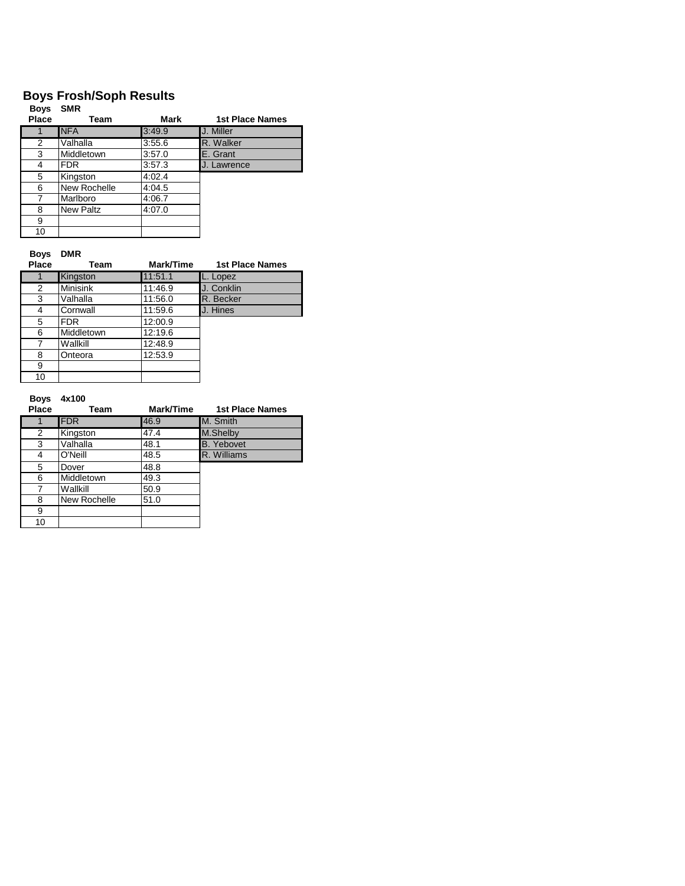# Boys Frosh/Soph Results

**Boys SMR**

| Place | Team | Mark | 1st Place Names |
|---|---|---|---|
| 1 | NFA | 3:49.9 | J. Miller |
| 2 | Valhalla | 3:55.6 | R. Walker |
| 3 | Middletown | 3:57.0 | E. Grant |
| 4 | FDR | 3:57.3 | J. Lawrence |
| 5 | Kingston | 4:02.4 | |
| 6 | New Rochelle | 4:04.5 | |
| 7 | Marlboro | 4:06.7 | |
| 8 | New Paltz | 4:07.0 | |
| 9 | | | |
| 10 | | | |

**Boys DMR**

| Place | Team | Mark/Time | 1st Place Names |
|---|---|---|---|
| 1 | Kingston | 11:51.1 | L. Lopez |
| 2 | Minisink | 11:46.9 | J. Conklin |
| 3 | Valhalla | 11:56.0 | R. Becker |
| 4 | Cornwall | 11:59.6 | J. Hines |
| 5 | FDR | 12:00.9 | |
| 6 | Middletown | 12:19.6 | |
| 7 | Wallkill | 12:48.9 | |
| 8 | Onteora | 12:53.9 | |
| 9 | | | |
| 10 | | | |

**Boys 4x100**

| Place | Team | Mark/Time | 1st Place Names |
|---|---|---|---|
| 1 | FDR | 46.9 | M. Smith |
| 2 | Kingston | 47.4 | M.Shelby |
| 3 | Valhalla | 48.1 | B. Yebovet |
| 4 | O'Neill | 48.5 | R. Williams |
| 5 | Dover | 48.8 | |
| 6 | Middletown | 49.3 | |
| 7 | Wallkill | 50.9 | |
| 8 | New Rochelle | 51.0 | |
| 9 | | | |
| 10 | | | |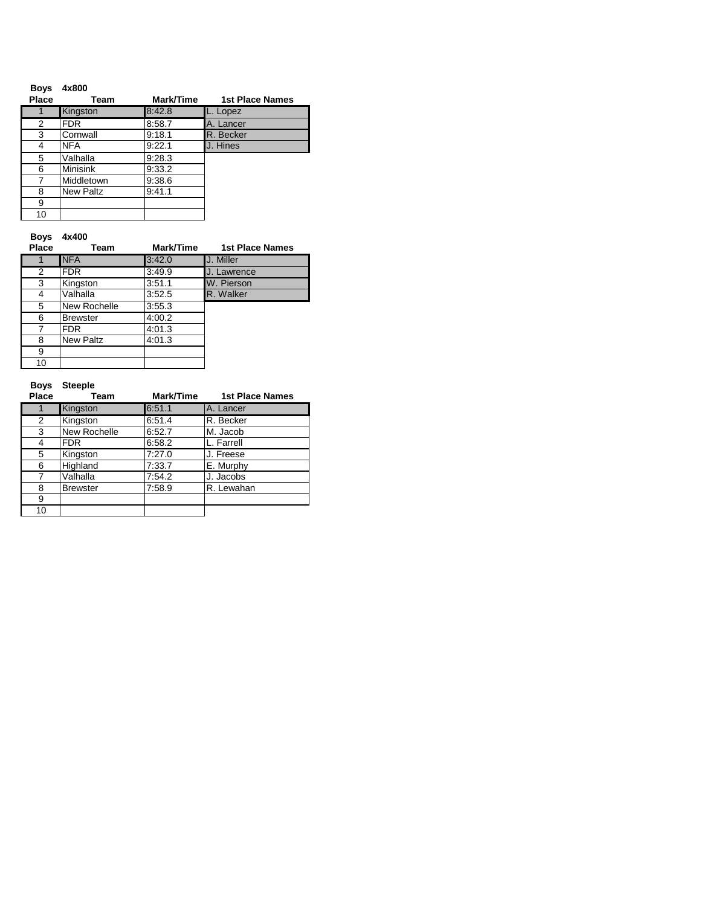**Boys 4x800**

| Place | Team | Mark/Time | 1st Place Names |
|---|---|---|---|
| 1 | Kingston | 8:42.8 | L. Lopez |
| 2 | FDR | 8:58.7 | A. Lancer |
| 3 | Cornwall | 9:18.1 | R. Becker |
| 4 | NFA | 9:22.1 | J. Hines |
| 5 | Valhalla | 9:28.3 | |
| 6 | Minisink | 9:33.2 | |
| 7 | Middletown | 9:38.6 | |
| 8 | New Paltz | 9:41.1 | |
| 9 | | | |
| 10 | | | |

**Boys 4x400**

| Place | Team | Mark/Time | 1st Place Names |
|---|---|---|---|
| 1 | NFA | 3:42.0 | J. Miller |
| 2 | FDR | 3:49.9 | J. Lawrence |
| 3 | Kingston | 3:51.1 | W. Pierson |
| 4 | Valhalla | 3:52.5 | R. Walker |
| 5 | New Rochelle | 3:55.3 | |
| 6 | Brewster | 4:00.2 | |
| 7 | FDR | 4:01.3 | |
| 8 | New Paltz | 4:01.3 | |
| 9 | | | |
| 10 | | | |

**Boys Steeple**

| Place | Team | Mark/Time | 1st Place Names |
|---|---|---|---|
| 1 | Kingston | 6:51.1 | A. Lancer |
| 2 | Kingston | 6:51.4 | R. Becker |
| 3 | New Rochelle | 6:52.7 | M. Jacob |
| 4 | FDR | 6:58.2 | L. Farrell |
| 5 | Kingston | 7:27.0 | J. Freese |
| 6 | Highland | 7:33.7 | E. Murphy |
| 7 | Valhalla | 7:54.2 | J. Jacobs |
| 8 | Brewster | 7:58.9 | R. Lewahan |
| 9 | | | |
| 10 | | | |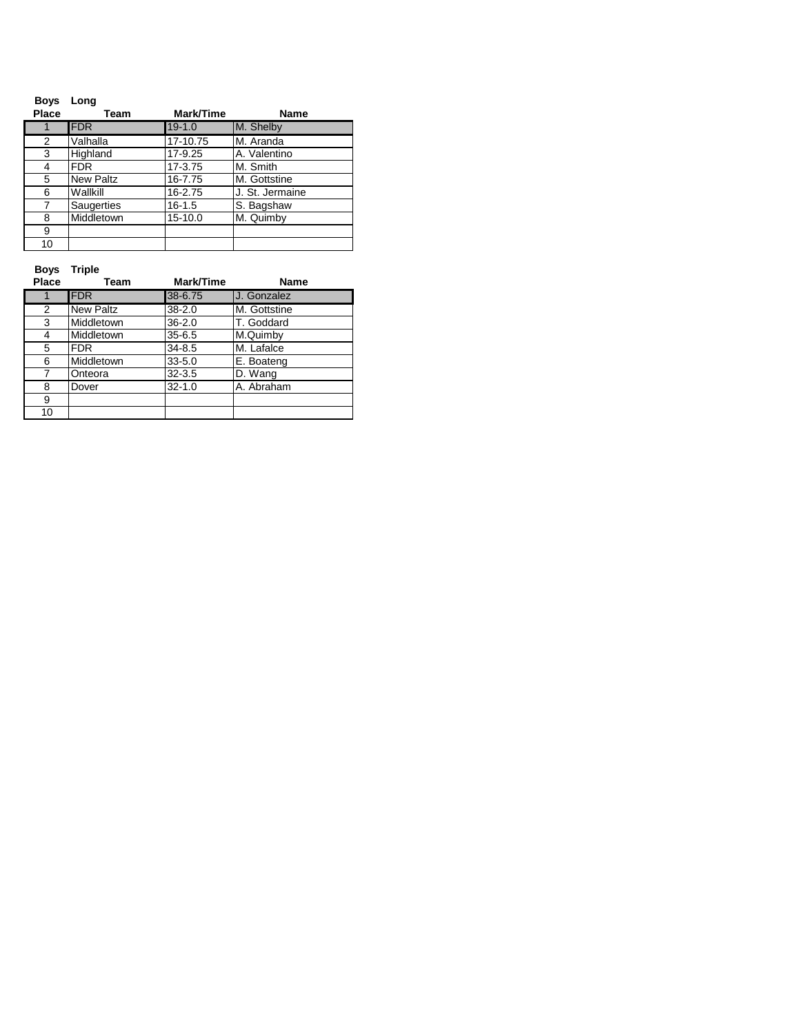**Boys Long**

| Place | Team | Mark/Time | Name |
|---|---|---|---|
| 1 | FDR | 19-1.0 | M. Shelby |
| 2 | Valhalla | 17-10.75 | M. Aranda |
| 3 | Highland | 17-9.25 | A. Valentino |
| 4 | FDR | 17-3.75 | M. Smith |
| 5 | New Paltz | 16-7.75 | M. Gottstine |
| 6 | Wallkill | 16-2.75 | J. St. Jermaine |
| 7 | Saugerties | 16-1.5 | S. Bagshaw |
| 8 | Middletown | 15-10.0 | M. Quimby |
| 9 | | | |
| 10 | | | |

**Boys Triple**

| Place | Team | Mark/Time | Name |
|---|---|---|---|
| 1 | FDR | 38-6.75 | J. Gonzalez |
| 2 | New Paltz | 38-2.0 | M. Gottstine |
| 3 | Middletown | 36-2.0 | T. Goddard |
| 4 | Middletown | 35-6.5 | M.Quimby |
| 5 | FDR | 34-8.5 | M. Lafalce |
| 6 | Middletown | 33-5.0 | E. Boateng |
| 7 | Onteora | 32-3.5 | D. Wang |
| 8 | Dover | 32-1.0 | A. Abraham |
| 9 | | | |
| 10 | | | |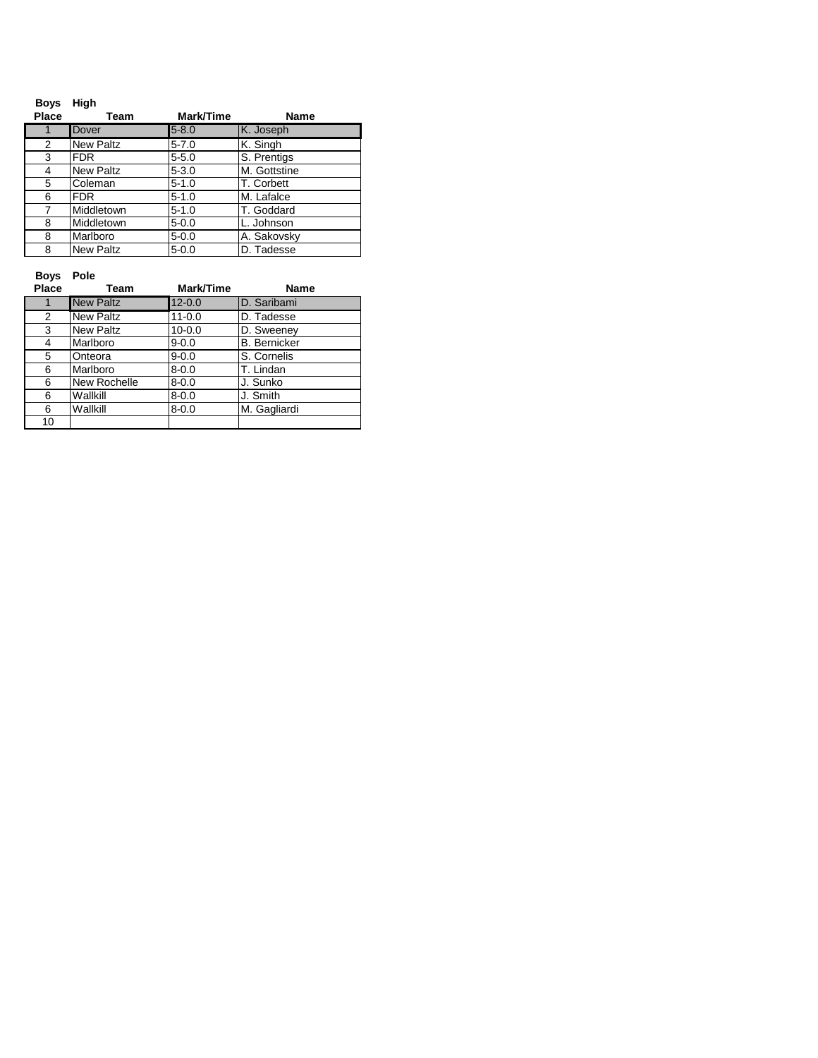**Boys High**

| Place | Team | Mark/Time | Name |
|---|---|---|---|
| 1 | Dover | 5-8.0 | K. Joseph |
| 2 | New Paltz | 5-7.0 | K. Singh |
| 3 | FDR | 5-5.0 | S. Prentigs |
| 4 | New Paltz | 5-3.0 | M. Gottstine |
| 5 | Coleman | 5-1.0 | T. Corbett |
| 6 | FDR | 5-1.0 | M. Lafalce |
| 7 | Middletown | 5-1.0 | T. Goddard |
| 8 | Middletown | 5-0.0 | L. Johnson |
| 8 | Marlboro | 5-0.0 | A. Sakovsky |
| 8 | New Paltz | 5-0.0 | D. Tadesse |

**Boys Pole**

| Place | Team | Mark/Time | Name |
|---|---|---|---|
| 1 | New Paltz | 12-0.0 | D. Saribami |
| 2 | New Paltz | 11-0.0 | D. Tadesse |
| 3 | New Paltz | 10-0.0 | D. Sweeney |
| 4 | Marlboro | 9-0.0 | B. Bernicker |
| 5 | Onteora | 9-0.0 | S. Cornelis |
| 6 | Marlboro | 8-0.0 | T. Lindan |
| 6 | New Rochelle | 8-0.0 | J. Sunko |
| 6 | Wallkill | 8-0.0 | J. Smith |
| 6 | Wallkill | 8-0.0 | M. Gagliardi |
| 10 | | | |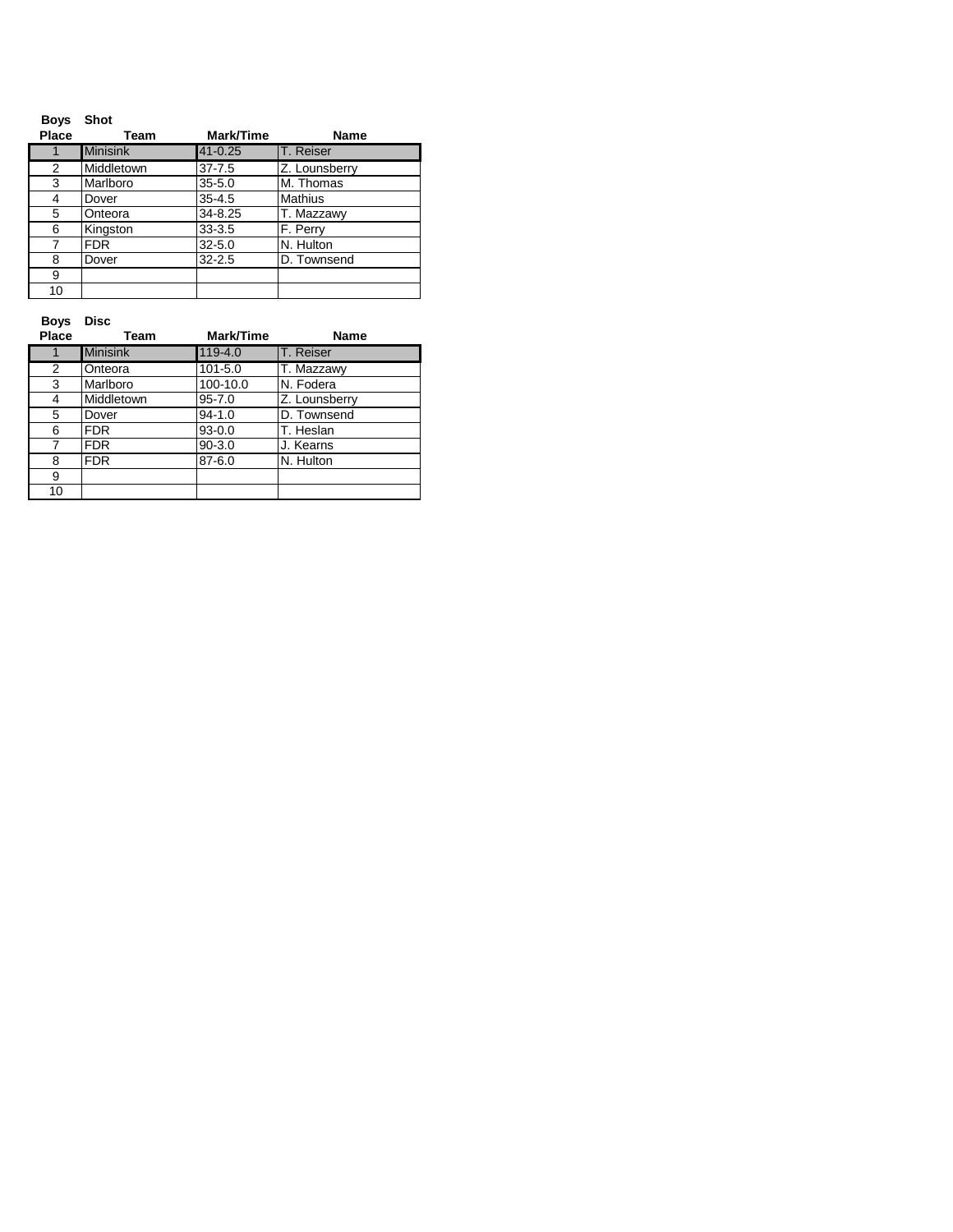**Boys Shot**

| Place | Team | Mark/Time | Name |
|---|---|---|---|
| 1 | Minisink | 41-0.25 | T. Reiser |
| 2 | Middletown | 37-7.5 | Z. Lounsberry |
| 3 | Marlboro | 35-5.0 | M. Thomas |
| 4 | Dover | 35-4.5 | Mathius |
| 5 | Onteora | 34-8.25 | T. Mazzawy |
| 6 | Kingston | 33-3.5 | F. Perry |
| 7 | FDR | 32-5.0 | N. Hulton |
| 8 | Dover | 32-2.5 | D. Townsend |
| 9 | | | |
| 10 | | | |

**Boys Disc**

| Place | Team | Mark/Time | Name |
|---|---|---|---|
| 1 | Minisink | 119-4.0 | T. Reiser |
| 2 | Onteora | 101-5.0 | T. Mazzawy |
| 3 | Marlboro | 100-10.0 | N. Fodera |
| 4 | Middletown | 95-7.0 | Z. Lounsberry |
| 5 | Dover | 94-1.0 | D. Townsend |
| 6 | FDR | 93-0.0 | T. Heslan |
| 7 | FDR | 90-3.0 | J. Kearns |
| 8 | FDR | 87-6.0 | N. Hulton |
| 9 | | | |
| 10 | | | |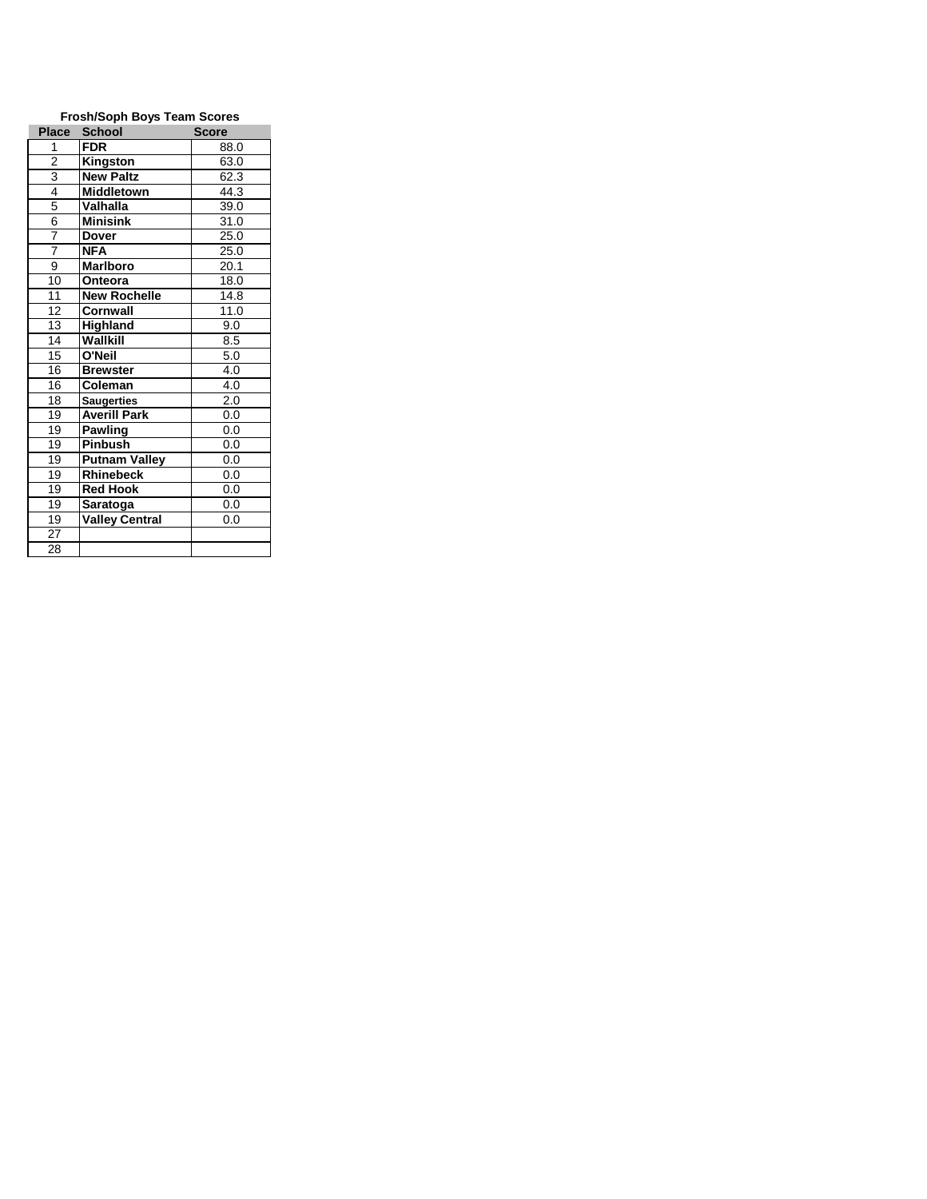**Frosh/Soph Boys Team Scores**

| Place | School | Score |
|---|---|---|
| 1 | **FDR** | 88.0 |
| 2 | **Kingston** | 63.0 |
| 3 | **New Paltz** | 62.3 |
| 4 | **Middletown** | 44.3 |
| 5 | **Valhalla** | 39.0 |
| 6 | **Minisink** | 31.0 |
| 7 | **Dover** | 25.0 |
| 7 | **NFA** | 25.0 |
| 9 | **Marlboro** | 20.1 |
| 10 | **Onteora** | 18.0 |
| 11 | **New Rochelle** | 14.8 |
| 12 | **Cornwall** | 11.0 |
| 13 | **Highland** | 9.0 |
| 14 | **Wallkill** | 8.5 |
| 15 | **O'Neil** | 5.0 |
| 16 | **Brewster** | 4.0 |
| 16 | **Coleman** | 4.0 |
| 18 | **Saugerties** | 2.0 |
| 19 | **Averill Park** | 0.0 |
| 19 | **Pawling** | 0.0 |
| 19 | **Pinbush** | 0.0 |
| 19 | **Putnam Valley** | 0.0 |
| 19 | **Rhinebeck** | 0.0 |
| 19 | **Red Hook** | 0.0 |
| 19 | **Saratoga** | 0.0 |
| 19 | **Valley Central** | 0.0 |
| 27 | | |
| 28 | | |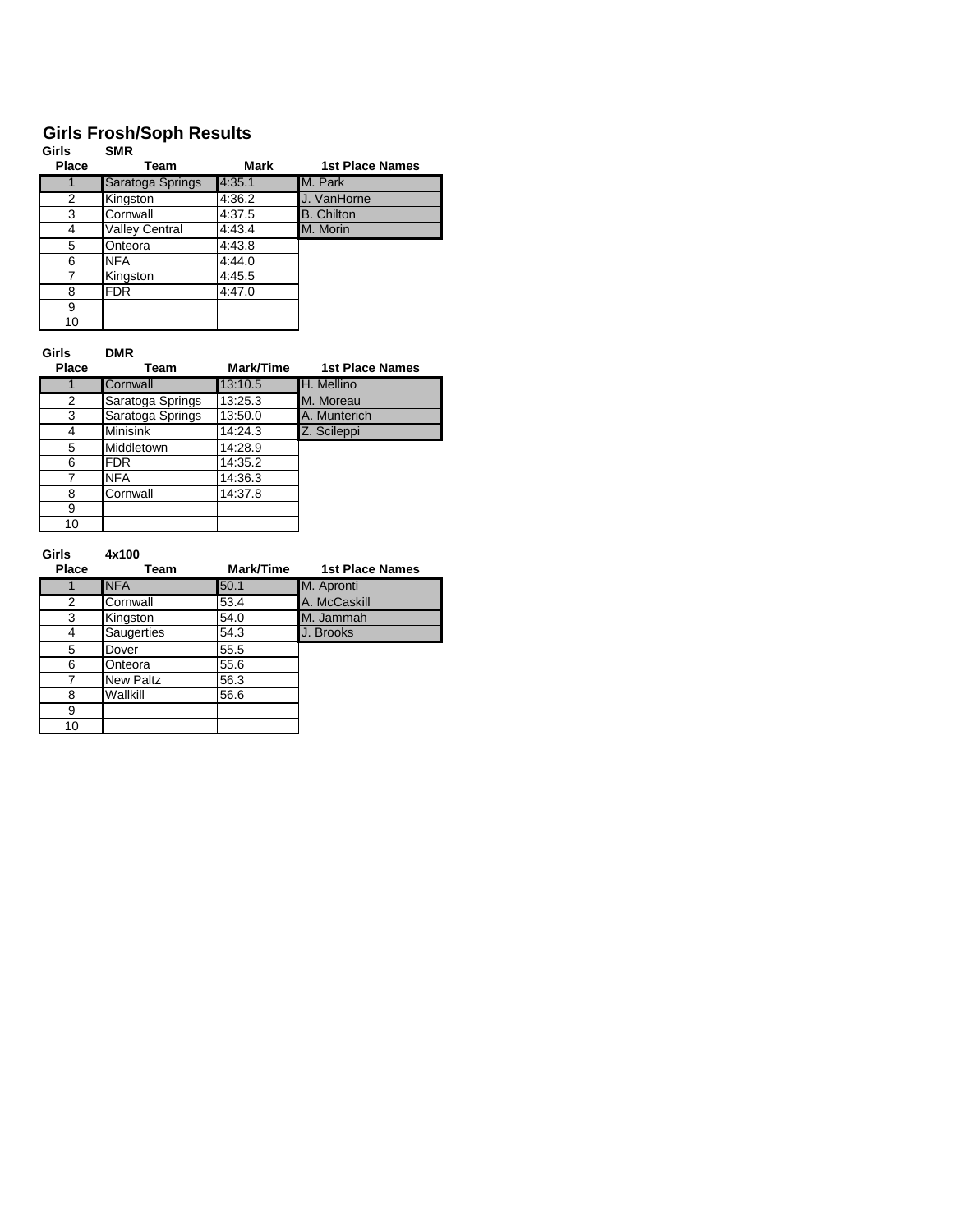## Girls Frosh/Soph Results

**Girls SMR**

| Place | Team | Mark | 1st Place Names |
|---|---|---|---|
| 1 | Saratoga Springs | 4:35.1 | M. Park |
| 2 | Kingston | 4:36.2 | J. VanHorne |
| 3 | Cornwall | 4:37.5 | B. Chilton |
| 4 | Valley Central | 4:43.4 | M. Morin |
| 5 | Onteora | 4:43.8 | |
| 6 | NFA | 4:44.0 | |
| 7 | Kingston | 4:45.5 | |
| 8 | FDR | 4:47.0 | |
| 9 | | | |
| 10 | | | |

**Girls DMR**

| Place | Team | Mark/Time | 1st Place Names |
|---|---|---|---|
| 1 | Cornwall | 13:10.5 | H. Mellino |
| 2 | Saratoga Springs | 13:25.3 | M. Moreau |
| 3 | Saratoga Springs | 13:50.0 | A. Munterich |
| 4 | Minisink | 14:24.3 | Z. Scileppi |
| 5 | Middletown | 14:28.9 | |
| 6 | FDR | 14:35.2 | |
| 7 | NFA | 14:36.3 | |
| 8 | Cornwall | 14:37.8 | |
| 9 | | | |
| 10 | | | |

**Girls 4x100**

| Place | Team | Mark/Time | 1st Place Names |
|---|---|---|---|
| 1 | NFA | 50.1 | M. Apronti |
| 2 | Cornwall | 53.4 | A. McCaskill |
| 3 | Kingston | 54.0 | M. Jammah |
| 4 | Saugerties | 54.3 | J. Brooks |
| 5 | Dover | 55.5 | |
| 6 | Onteora | 55.6 | |
| 7 | New Paltz | 56.3 | |
| 8 | Wallkill | 56.6 | |
| 9 | | | |
| 10 | | | |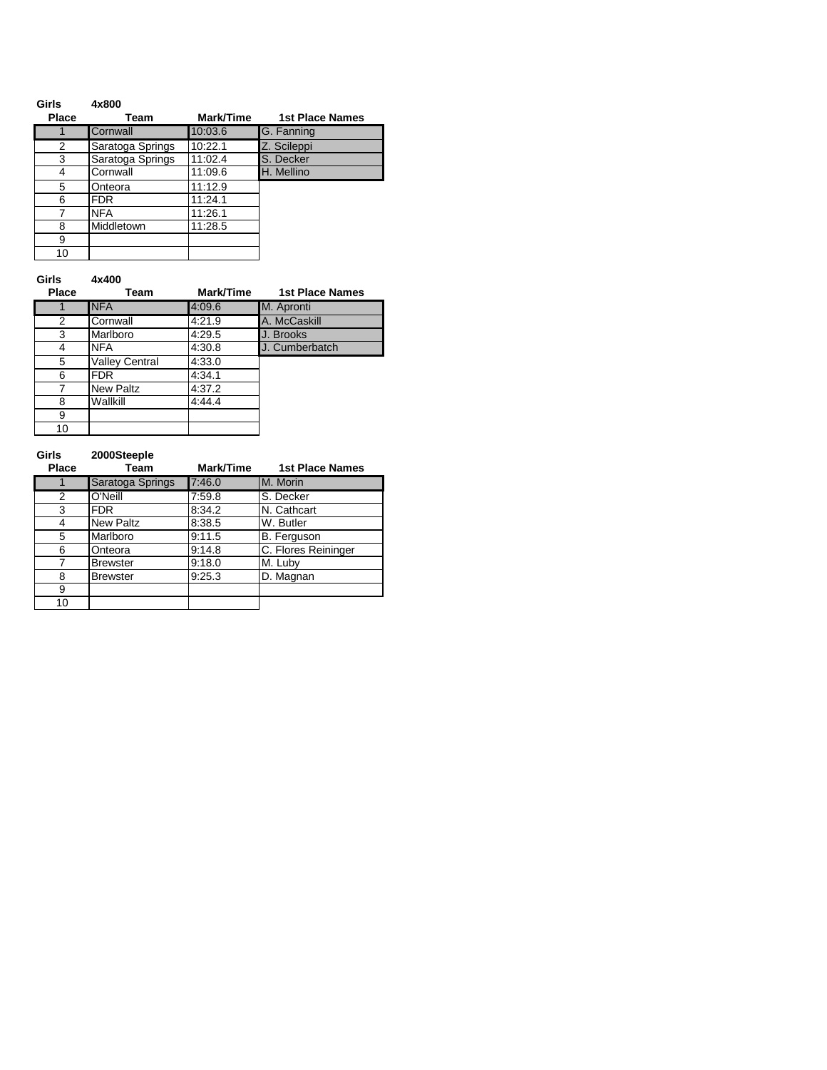**Girls** **4x800**

| Place | Team | Mark/Time | 1st Place Names |
|---|---|---|---|
| 1 | Cornwall | 10:03.6 | G. Fanning |
| 2 | Saratoga Springs | 10:22.1 | Z. Scileppi |
| 3 | Saratoga Springs | 11:02.4 | S. Decker |
| 4 | Cornwall | 11:09.6 | H. Mellino |
| 5 | Onteora | 11:12.9 | |
| 6 | FDR | 11:24.1 | |
| 7 | NFA | 11:26.1 | |
| 8 | Middletown | 11:28.5 | |
| 9 | | | |
| 10 | | | |

**Girls** **4x400**

| Place | Team | Mark/Time | 1st Place Names |
|---|---|---|---|
| 1 | NFA | 4:09.6 | M. Apronti |
| 2 | Cornwall | 4:21.9 | A. McCaskill |
| 3 | Marlboro | 4:29.5 | J. Brooks |
| 4 | NFA | 4:30.8 | J. Cumberbatch |
| 5 | Valley Central | 4:33.0 | |
| 6 | FDR | 4:34.1 | |
| 7 | New Paltz | 4:37.2 | |
| 8 | Wallkill | 4:44.4 | |
| 9 | | | |
| 10 | | | |

**Girls** **2000Steeple**

| Place | Team | Mark/Time | 1st Place Names |
|---|---|---|---|
| 1 | Saratoga Springs | 7:46.0 | M. Morin |
| 2 | O'Neill | 7:59.8 | S. Decker |
| 3 | FDR | 8:34.2 | N. Cathcart |
| 4 | New Paltz | 8:38.5 | W. Butler |
| 5 | Marlboro | 9:11.5 | B. Ferguson |
| 6 | Onteora | 9:14.8 | C. Flores Reininger |
| 7 | Brewster | 9:18.0 | M. Luby |
| 8 | Brewster | 9:25.3 | D. Magnan |
| 9 | | | |
| 10 | | | |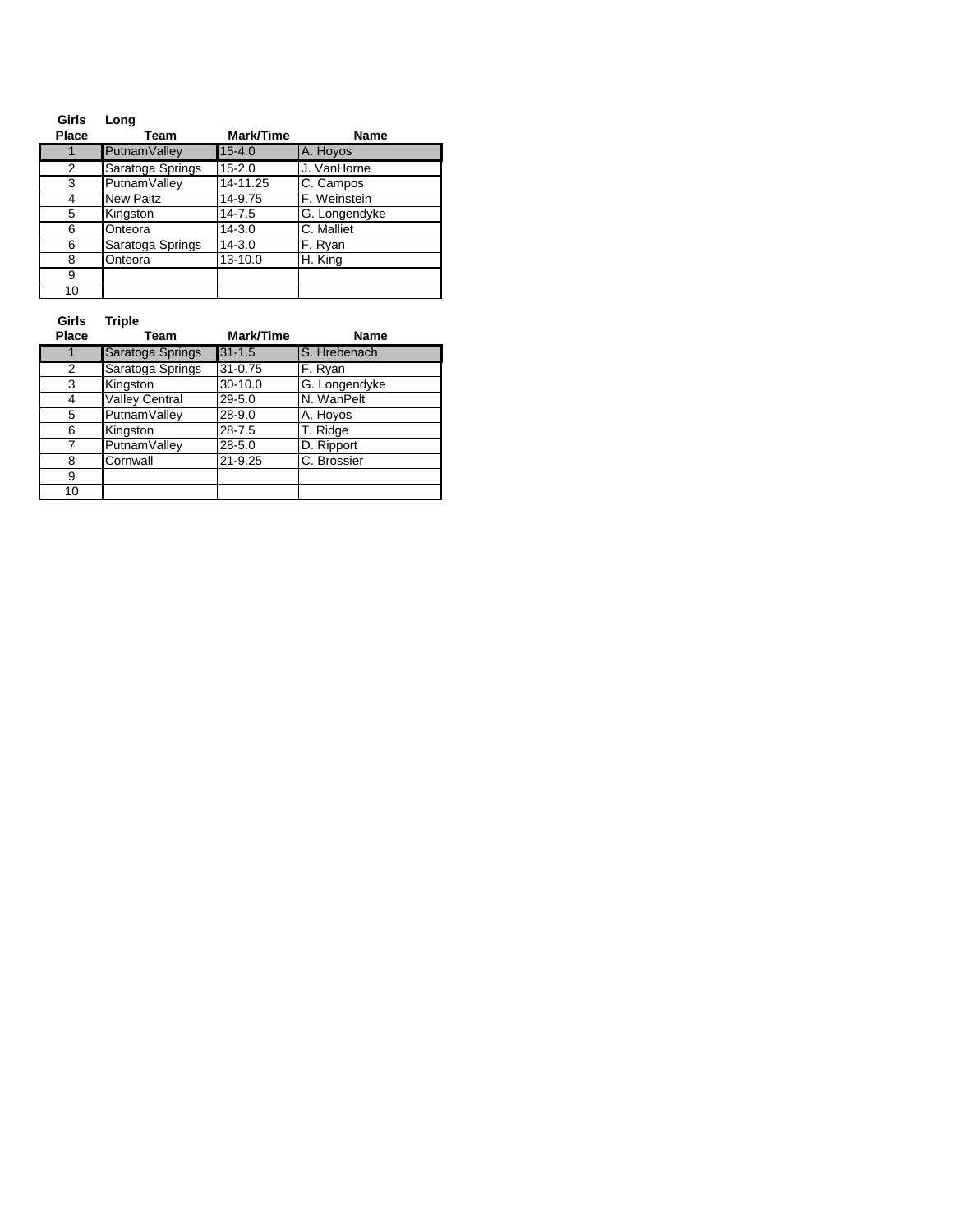**Girls Long**

| Place | Team | Mark/Time | Name |
|---|---|---|---|
| 1 | PutnamValley | 15-4.0 | A. Hoyos |
| 2 | Saratoga Springs | 15-2.0 | J. VanHorne |
| 3 | PutnamValley | 14-11.25 | C. Campos |
| 4 | New Paltz | 14-9.75 | F. Weinstein |
| 5 | Kingston | 14-7.5 | G. Longendyke |
| 6 | Onteora | 14-3.0 | C. Malliet |
| 6 | Saratoga Springs | 14-3.0 | F. Ryan |
| 8 | Onteora | 13-10.0 | H. King |
| 9 | | | |
| 10 | | | |

**Girls Triple**

| Place | Team | Mark/Time | Name |
|---|---|---|---|
| 1 | Saratoga Springs | 31-1.5 | S. Hrebenach |
| 2 | Saratoga Springs | 31-0.75 | F. Ryan |
| 3 | Kingston | 30-10.0 | G. Longendyke |
| 4 | Valley Central | 29-5.0 | N. WanPelt |
| 5 | PutnamValley | 28-9.0 | A. Hoyos |
| 6 | Kingston | 28-7.5 | T. Ridge |
| 7 | PutnamValley | 28-5.0 | D. Ripport |
| 8 | Cornwall | 21-9.25 | C. Brossier |
| 9 | | | |
| 10 | | | |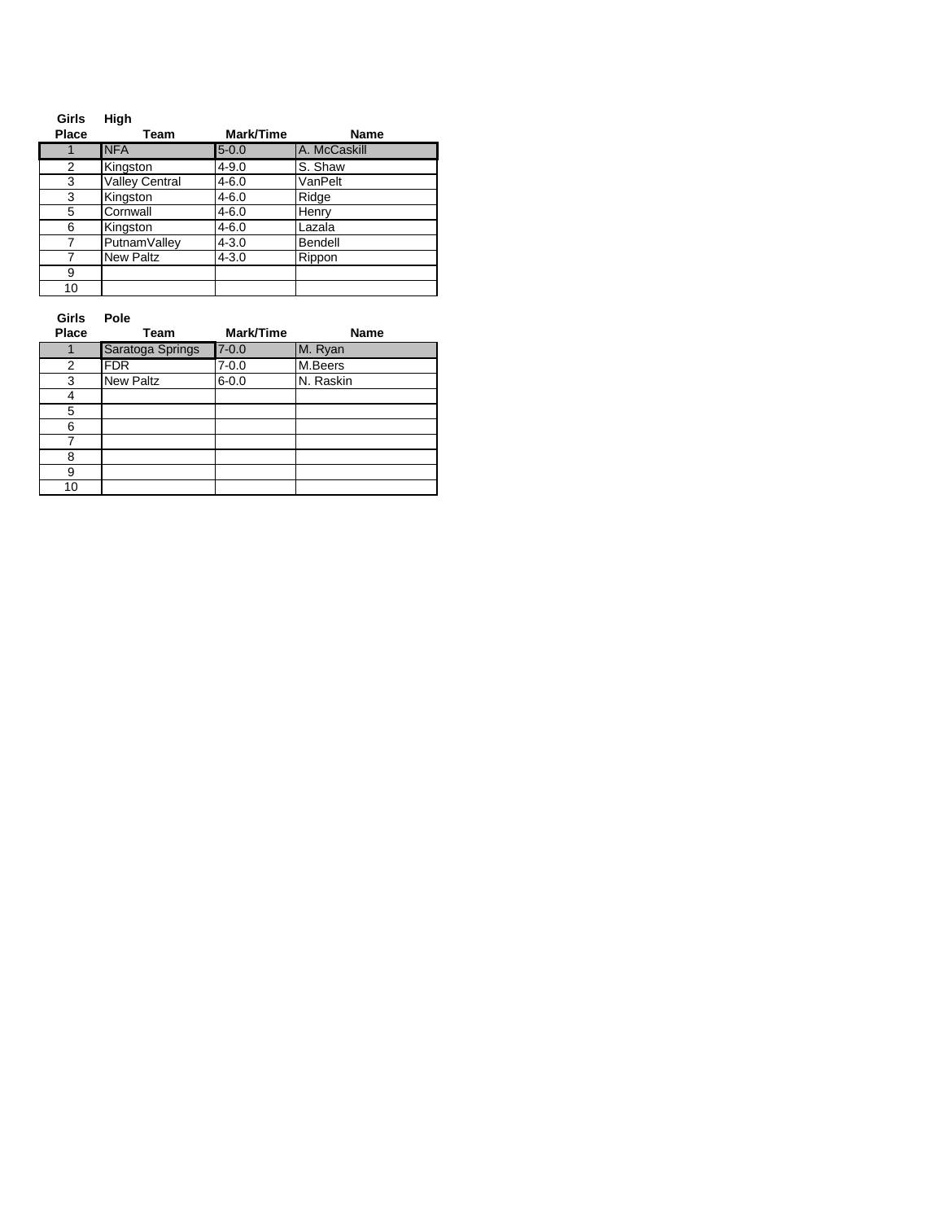**Girls High**

| Place | Team | Mark/Time | Name |
| --- | --- | --- | --- |
| 1 | NFA | 5-0.0 | A. McCaskill |
| 2 | Kingston | 4-9.0 | S. Shaw |
| 3 | Valley Central | 4-6.0 | VanPelt |
| 3 | Kingston | 4-6.0 | Ridge |
| 5 | Cornwall | 4-6.0 | Henry |
| 6 | Kingston | 4-6.0 | Lazala |
| 7 | PutnamValley | 4-3.0 | Bendell |
| 7 | New Paltz | 4-3.0 | Rippon |
| 9 | | | |
| 10 | | | |

**Girls Pole**

| Place | Team | Mark/Time | Name |
| --- | --- | --- | --- |
| 1 | Saratoga Springs | 7-0.0 | M. Ryan |
| 2 | FDR | 7-0.0 | M.Beers |
| 3 | New Paltz | 6-0.0 | N. Raskin |
| 4 | | | |
| 5 | | | |
| 6 | | | |
| 7 | | | |
| 8 | | | |
| 9 | | | |
| 10 | | | |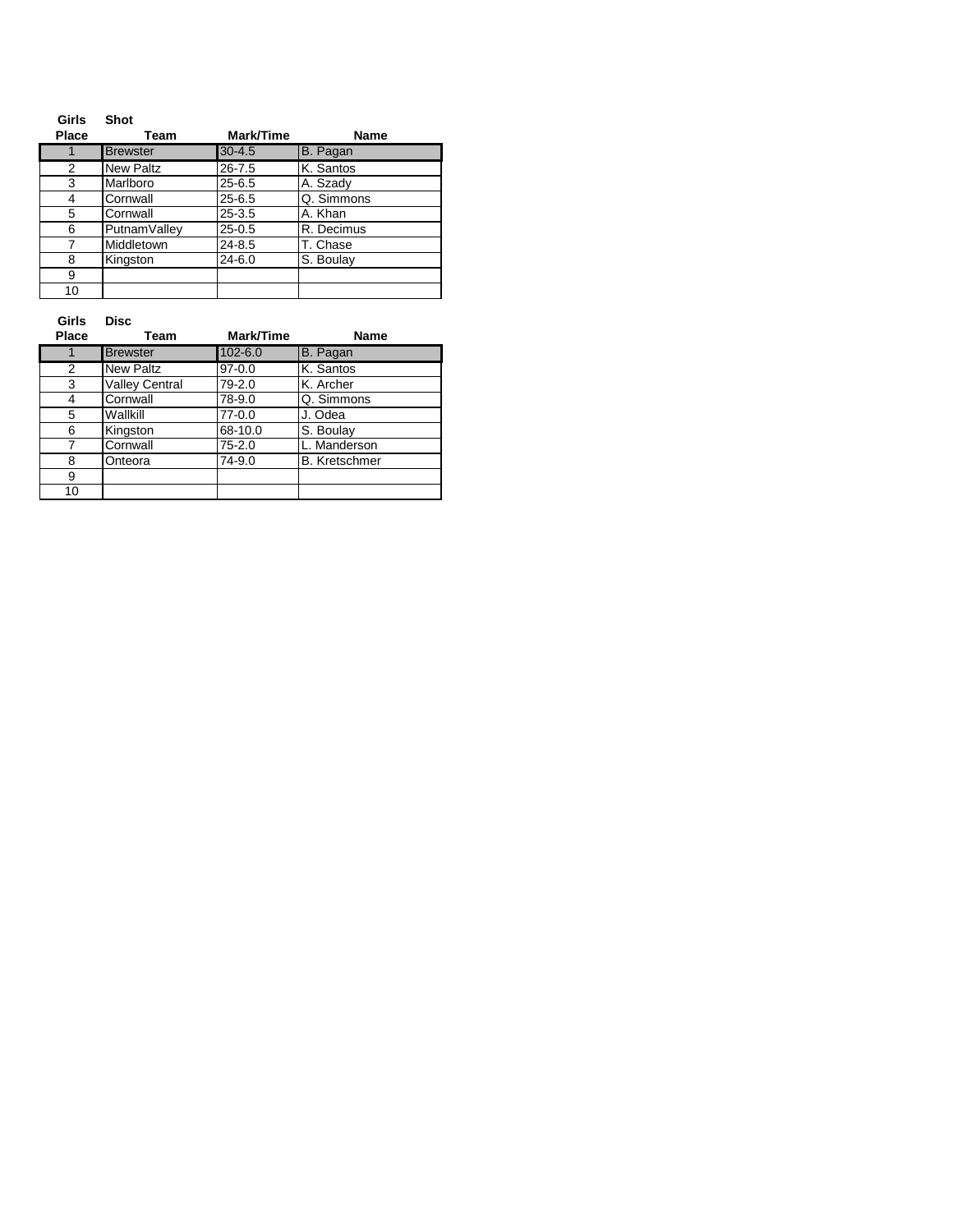**Girls Shot**

| Place | Team | Mark/Time | Name |
|---|---|---|---|
| 1 | Brewster | 30-4.5 | B. Pagan |
| 2 | New Paltz | 26-7.5 | K. Santos |
| 3 | Marlboro | 25-6.5 | A. Szady |
| 4 | Cornwall | 25-6.5 | Q. Simmons |
| 5 | Cornwall | 25-3.5 | A. Khan |
| 6 | PutnamValley | 25-0.5 | R. Decimus |
| 7 | Middletown | 24-8.5 | T. Chase |
| 8 | Kingston | 24-6.0 | S. Boulay |
| 9 | | | |
| 10 | | | |

**Girls Disc**

| Place | Team | Mark/Time | Name |
|---|---|---|---|
| 1 | Brewster | 102-6.0 | B. Pagan |
| 2 | New Paltz | 97-0.0 | K. Santos |
| 3 | Valley Central | 79-2.0 | K. Archer |
| 4 | Cornwall | 78-9.0 | Q. Simmons |
| 5 | Wallkill | 77-0.0 | J. Odea |
| 6 | Kingston | 68-10.0 | S. Boulay |
| 7 | Cornwall | 75-2.0 | L. Manderson |
| 8 | Onteora | 74-9.0 | B. Kretschmer |
| 9 | | | |
| 10 | | | |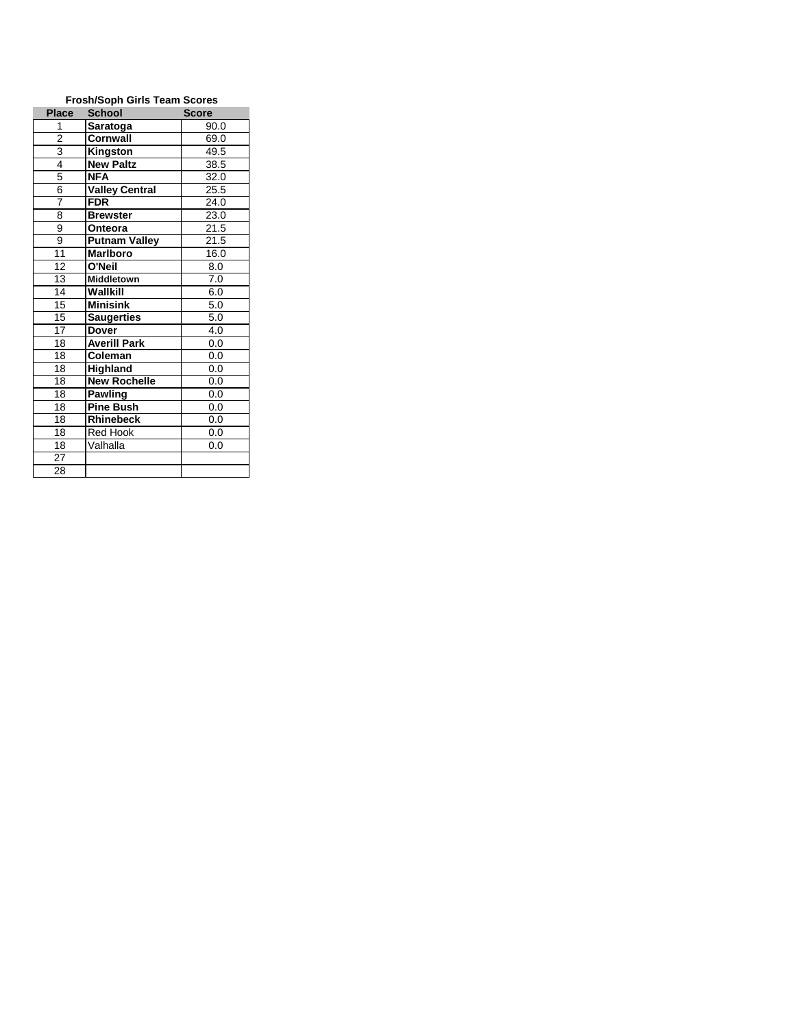**Frosh/Soph Girls Team Scores**

| Place | School | Score |
|---|---|---|
| 1 | **Saratoga** | 90.0 |
| 2 | **Cornwall** | 69.0 |
| 3 | **Kingston** | 49.5 |
| 4 | **New Paltz** | 38.5 |
| 5 | **NFA** | 32.0 |
| 6 | **Valley Central** | 25.5 |
| 7 | **FDR** | 24.0 |
| 8 | **Brewster** | 23.0 |
| 9 | **Onteora** | 21.5 |
| 9 | **Putnam Valley** | 21.5 |
| 11 | **Marlboro** | 16.0 |
| 12 | **O'Neil** | 8.0 |
| 13 | **Middletown** | 7.0 |
| 14 | **Wallkill** | 6.0 |
| 15 | **Minisink** | 5.0 |
| 15 | **Saugerties** | 5.0 |
| 17 | **Dover** | 4.0 |
| 18 | **Averill Park** | 0.0 |
| 18 | **Coleman** | 0.0 |
| 18 | **Highland** | 0.0 |
| 18 | **New Rochelle** | 0.0 |
| 18 | **Pawling** | 0.0 |
| 18 | **Pine Bush** | 0.0 |
| 18 | **Rhinebeck** | 0.0 |
| 18 | Red Hook | 0.0 |
| 18 | Valhalla | 0.0 |
| 27 | | |
| 28 | | |